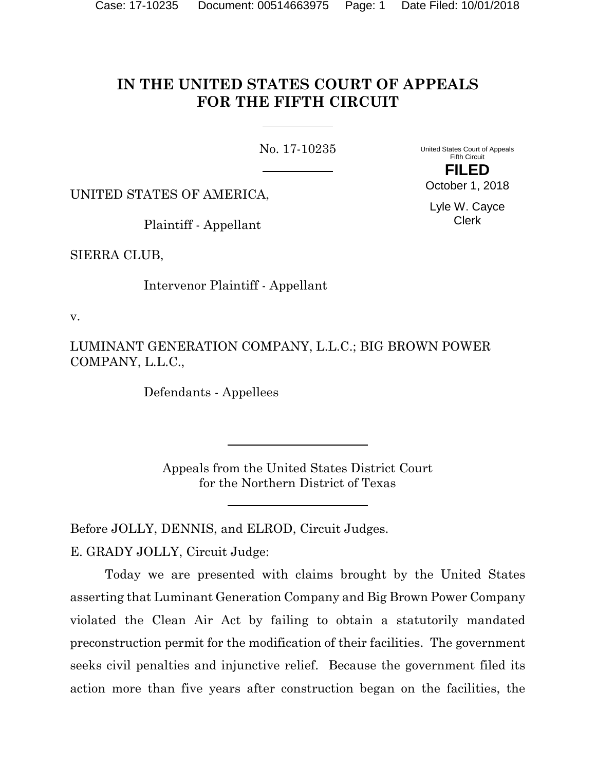# IN THE UNITED STATES COURT OF APPEALS FOR THE FIFTH CIRCUIT

No. 17-10235

United States Court of Appeals
Fifth Circuit

**FILED**

October 1, 2018

Lyle W. Cayce
Clerk

UNITED STATES OF AMERICA,

Plaintiff - Appellant

SIERRA CLUB,

Intervenor Plaintiff - Appellant

v.

LUMINANT GENERATION COMPANY, L.L.C.; BIG BROWN POWER COMPANY, L.L.C.,

Defendants - Appellees

Appeals from the United States District Court
for the Northern District of Texas

Before JOLLY, DENNIS, and ELROD, Circuit Judges.

E. GRADY JOLLY, Circuit Judge:

Today we are presented with claims brought by the United States asserting that Luminant Generation Company and Big Brown Power Company violated the Clean Air Act by failing to obtain a statutorily mandated preconstruction permit for the modification of their facilities. The government seeks civil penalties and injunctive relief. Because the government filed its action more than five years after construction began on the facilities, the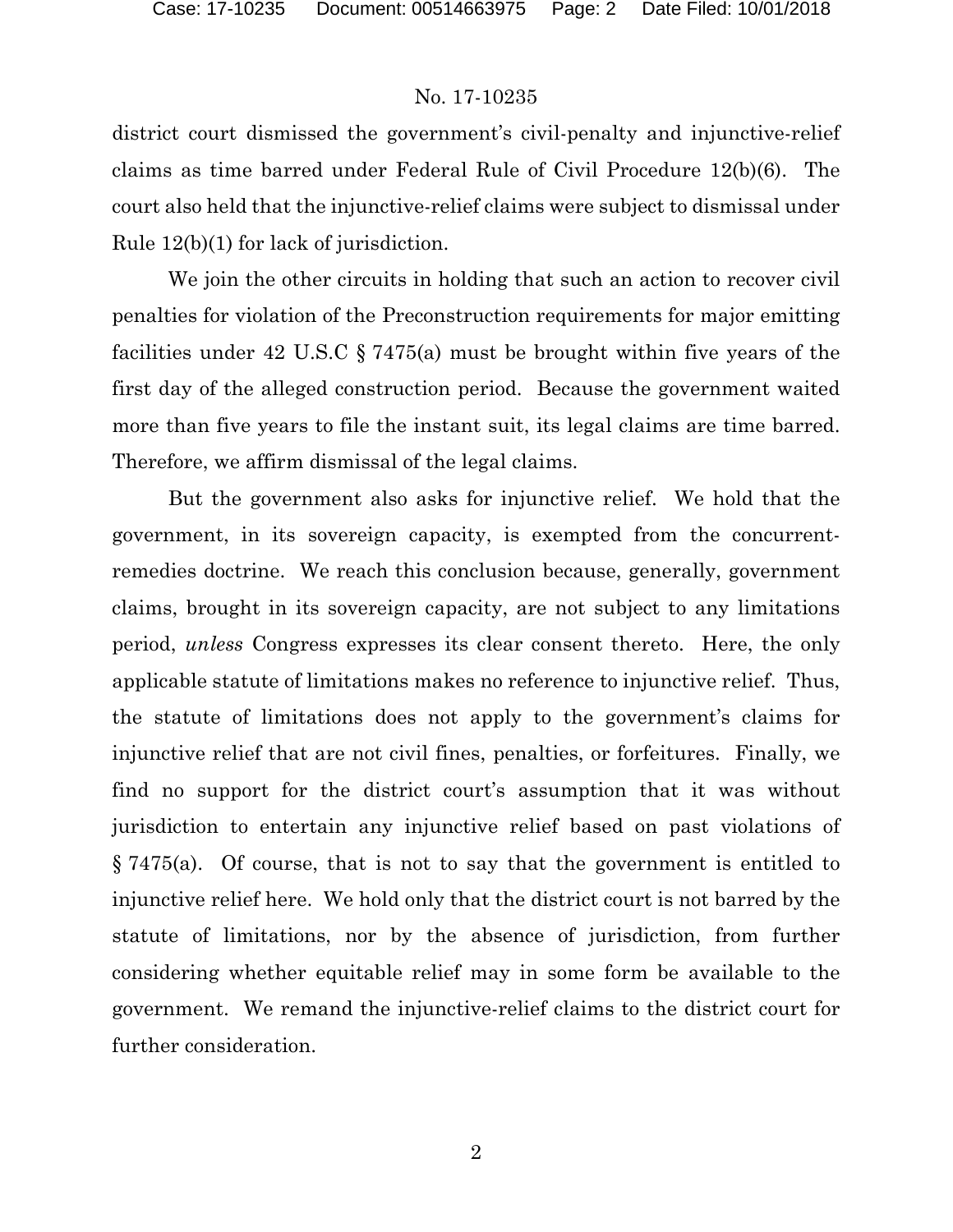district court dismissed the government's civil-penalty and injunctive-relief claims as time barred under Federal Rule of Civil Procedure 12(b)(6). The court also held that the injunctive-relief claims were subject to dismissal under Rule 12(b)(1) for lack of jurisdiction.

We join the other circuits in holding that such an action to recover civil penalties for violation of the Preconstruction requirements for major emitting facilities under 42 U.S.C § 7475(a) must be brought within five years of the first day of the alleged construction period. Because the government waited more than five years to file the instant suit, its legal claims are time barred. Therefore, we affirm dismissal of the legal claims.

But the government also asks for injunctive relief. We hold that the government, in its sovereign capacity, is exempted from the concurrent-remedies doctrine. We reach this conclusion because, generally, government claims, brought in its sovereign capacity, are not subject to any limitations period, *unless* Congress expresses its clear consent thereto. Here, the only applicable statute of limitations makes no reference to injunctive relief. Thus, the statute of limitations does not apply to the government's claims for injunctive relief that are not civil fines, penalties, or forfeitures. Finally, we find no support for the district court's assumption that it was without jurisdiction to entertain any injunctive relief based on past violations of § 7475(a). Of course, that is not to say that the government is entitled to injunctive relief here. We hold only that the district court is not barred by the statute of limitations, nor by the absence of jurisdiction, from further considering whether equitable relief may in some form be available to the government. We remand the injunctive-relief claims to the district court for further consideration.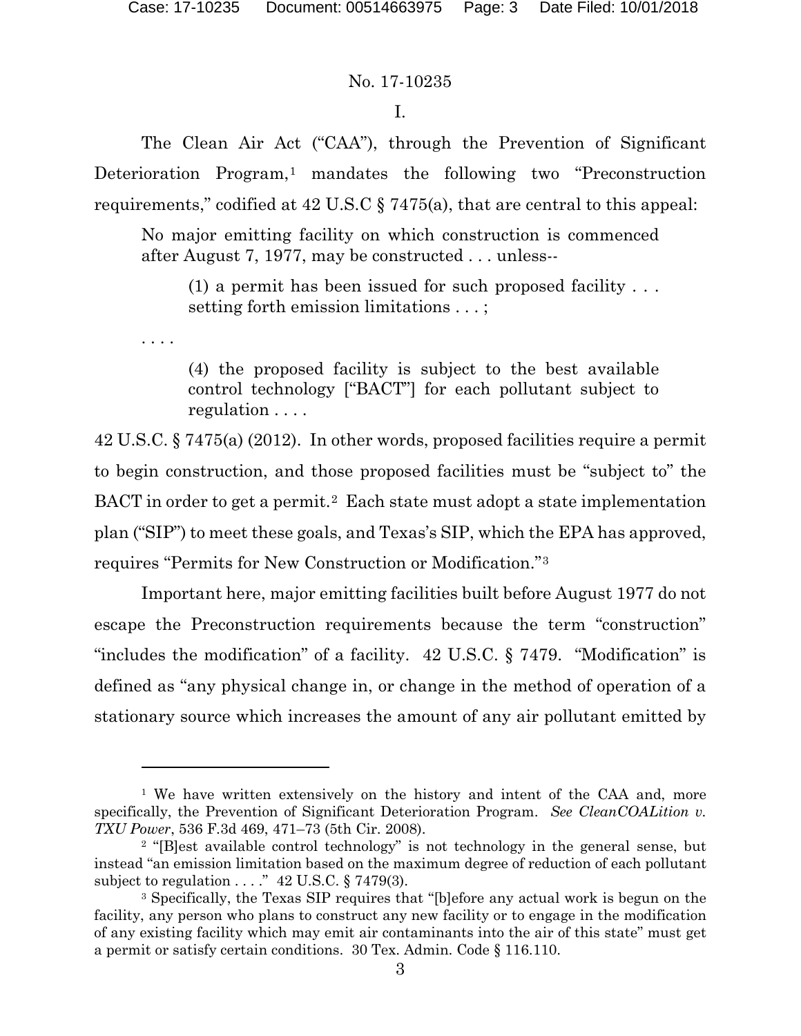I.

The Clean Air Act ("CAA"), through the Prevention of Significant Deterioration Program,[1] mandates the following two "Preconstruction requirements," codified at 42 U.S.C § 7475(a), that are central to this appeal:

> No major emitting facility on which construction is commenced after August 7, 1977, may be constructed . . . unless--
>
> > (1) a permit has been issued for such proposed facility . . . setting forth emission limitations . . . ;
>
> . . . .
>
> > (4) the proposed facility is subject to the best available control technology ["BACT"] for each pollutant subject to regulation . . . .

42 U.S.C. § 7475(a) (2012). In other words, proposed facilities require a permit to begin construction, and those proposed facilities must be "subject to" the BACT in order to get a permit.[2] Each state must adopt a state implementation plan ("SIP") to meet these goals, and Texas's SIP, which the EPA has approved, requires "Permits for New Construction or Modification."[3]

Important here, major emitting facilities built before August 1977 do not escape the Preconstruction requirements because the term "construction" "includes the modification" of a facility. 42 U.S.C. § 7479. "Modification" is defined as "any physical change in, or change in the method of operation of a stationary source which increases the amount of any air pollutant emitted by

---

[1] We have written extensively on the history and intent of the CAA and, more specifically, the Prevention of Significant Deterioration Program. *See CleanCOALition v. TXU Power*, 536 F.3d 469, 471–73 (5th Cir. 2008).

[2] "[B]est available control technology" is not technology in the general sense, but instead "an emission limitation based on the maximum degree of reduction of each pollutant subject to regulation . . . ." 42 U.S.C. § 7479(3).

[3] Specifically, the Texas SIP requires that "[b]efore any actual work is begun on the facility, any person who plans to construct any new facility or to engage in the modification of any existing facility which may emit air contaminants into the air of this state" must get a permit or satisfy certain conditions. 30 Tex. Admin. Code § 116.110.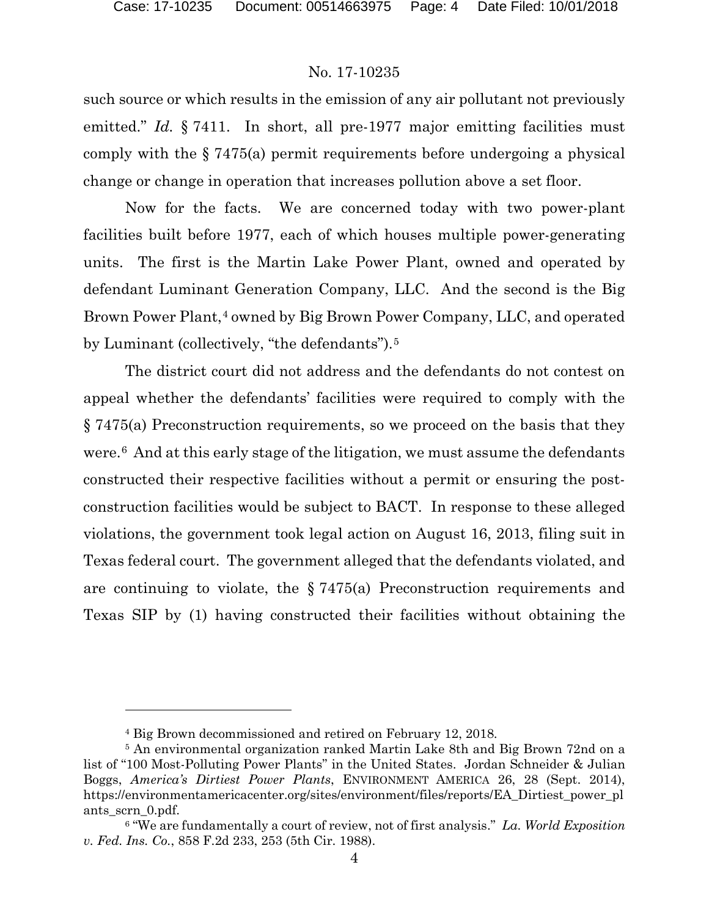such source or which results in the emission of any air pollutant not previously emitted." *Id.* § 7411. In short, all pre-1977 major emitting facilities must comply with the § 7475(a) permit requirements before undergoing a physical change or change in operation that increases pollution above a set floor.

Now for the facts. We are concerned today with two power-plant facilities built before 1977, each of which houses multiple power-generating units. The first is the Martin Lake Power Plant, owned and operated by defendant Luminant Generation Company, LLC. And the second is the Big Brown Power Plant,[4] owned by Big Brown Power Company, LLC, and operated by Luminant (collectively, "the defendants").[5]

The district court did not address and the defendants do not contest on appeal whether the defendants' facilities were required to comply with the § 7475(a) Preconstruction requirements, so we proceed on the basis that they were.[6] And at this early stage of the litigation, we must assume the defendants constructed their respective facilities without a permit or ensuring the post-construction facilities would be subject to BACT. In response to these alleged violations, the government took legal action on August 16, 2013, filing suit in Texas federal court. The government alleged that the defendants violated, and are continuing to violate, the § 7475(a) Preconstruction requirements and Texas SIP by (1) having constructed their facilities without obtaining the

---

[4] Big Brown decommissioned and retired on February 12, 2018.

[5] An environmental organization ranked Martin Lake 8th and Big Brown 72nd on a list of "100 Most-Polluting Power Plants" in the United States. Jordan Schneider & Julian Boggs, *America's Dirtiest Power Plants*, ENVIRONMENT AMERICA 26, 28 (Sept. 2014), https://environmentamericacenter.org/sites/environment/files/reports/EA_Dirtiest_power_plants_scrn_0.pdf.

[6] "We are fundamentally a court of review, not of first analysis." *La. World Exposition v. Fed. Ins. Co.*, 858 F.2d 233, 253 (5th Cir. 1988).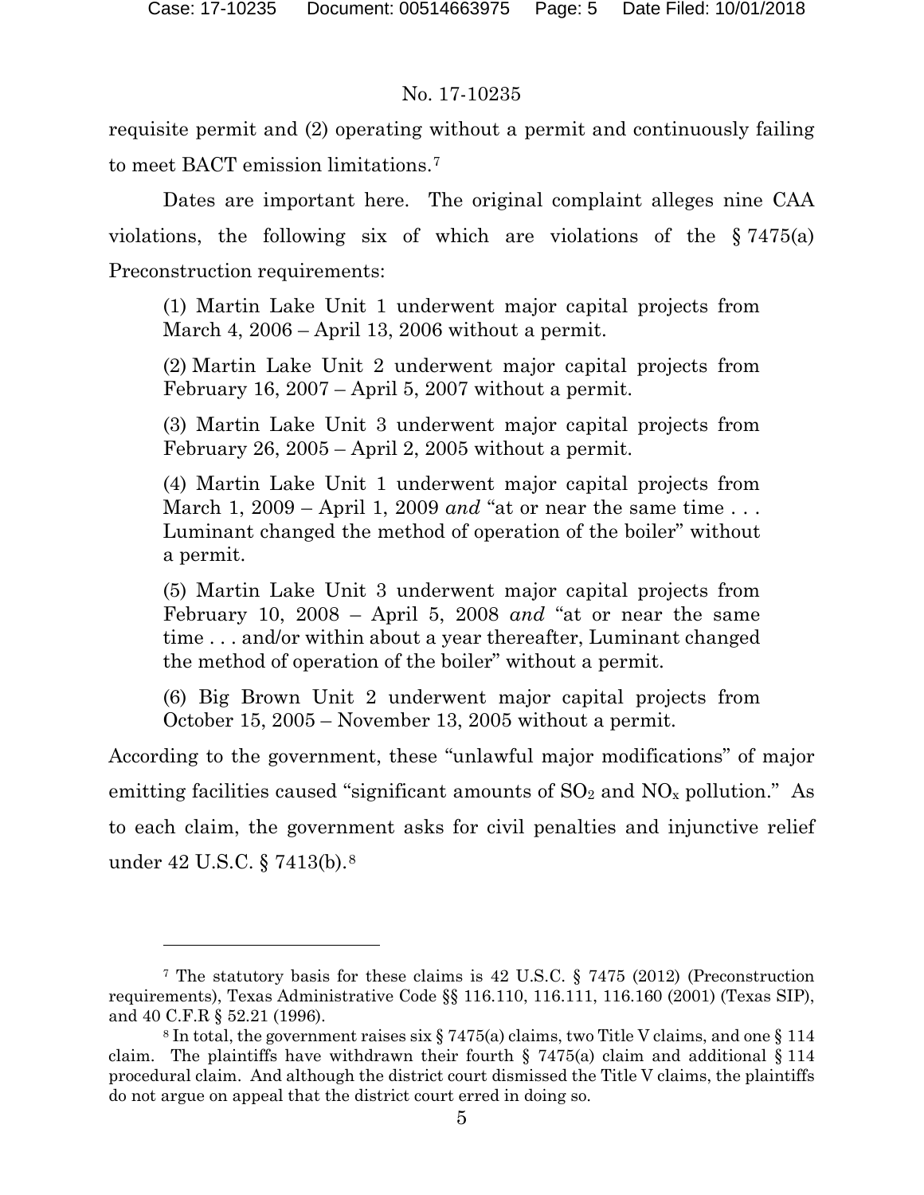requisite permit and (2) operating without a permit and continuously failing to meet BACT emission limitations.[7]

Dates are important here. The original complaint alleges nine CAA violations, the following six of which are violations of the § 7475(a) Preconstruction requirements:

> (1) Martin Lake Unit 1 underwent major capital projects from March 4, 2006 – April 13, 2006 without a permit.
>
> (2) Martin Lake Unit 2 underwent major capital projects from February 16, 2007 – April 5, 2007 without a permit.
>
> (3) Martin Lake Unit 3 underwent major capital projects from February 26, 2005 – April 2, 2005 without a permit.
>
> (4) Martin Lake Unit 1 underwent major capital projects from March 1, 2009 – April 1, 2009 *and* "at or near the same time . . . Luminant changed the method of operation of the boiler" without a permit.
>
> (5) Martin Lake Unit 3 underwent major capital projects from February 10, 2008 – April 5, 2008 *and* "at or near the same time . . . and/or within about a year thereafter, Luminant changed the method of operation of the boiler" without a permit.
>
> (6) Big Brown Unit 2 underwent major capital projects from October 15, 2005 – November 13, 2005 without a permit.

According to the government, these "unlawful major modifications" of major emitting facilities caused "significant amounts of $SO_2$ and $NO_x$ pollution." As to each claim, the government asks for civil penalties and injunctive relief under 42 U.S.C. § 7413(b).[8]

---

[7] The statutory basis for these claims is 42 U.S.C. § 7475 (2012) (Preconstruction requirements), Texas Administrative Code §§ 116.110, 116.111, 116.160 (2001) (Texas SIP), and 40 C.F.R § 52.21 (1996).

[8] In total, the government raises six § 7475(a) claims, two Title V claims, and one § 114 claim. The plaintiffs have withdrawn their fourth § 7475(a) claim and additional § 114 procedural claim. And although the district court dismissed the Title V claims, the plaintiffs do not argue on appeal that the district court erred in doing so.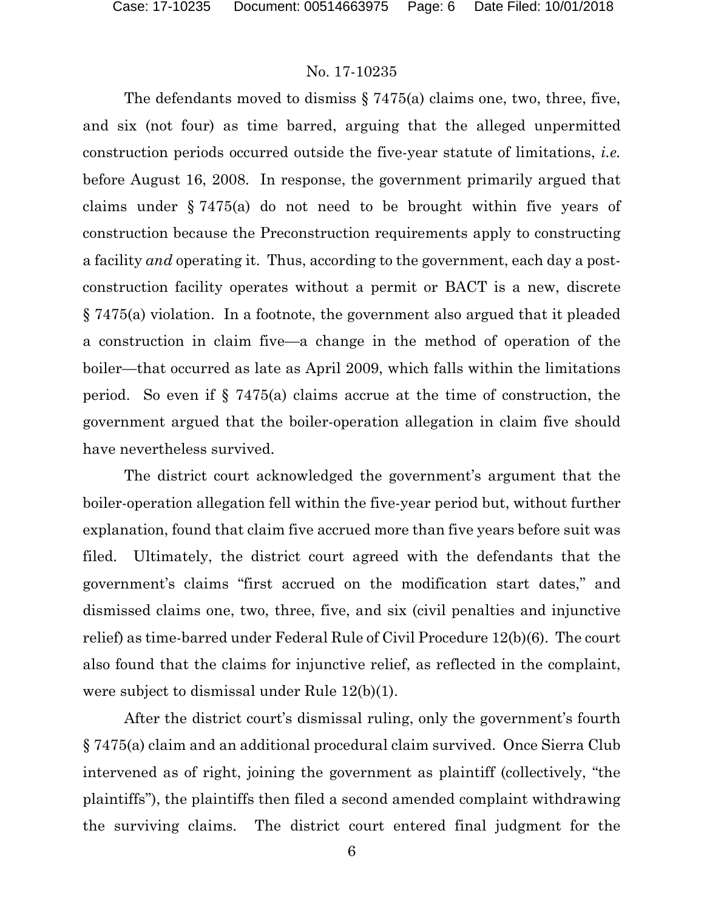The defendants moved to dismiss § 7475(a) claims one, two, three, five, and six (not four) as time barred, arguing that the alleged unpermitted construction periods occurred outside the five-year statute of limitations, *i.e.* before August 16, 2008. In response, the government primarily argued that claims under § 7475(a) do not need to be brought within five years of construction because the Preconstruction requirements apply to constructing a facility *and* operating it. Thus, according to the government, each day a post-construction facility operates without a permit or BACT is a new, discrete § 7475(a) violation. In a footnote, the government also argued that it pleaded a construction in claim five—a change in the method of operation of the boiler—that occurred as late as April 2009, which falls within the limitations period. So even if § 7475(a) claims accrue at the time of construction, the government argued that the boiler-operation allegation in claim five should have nevertheless survived.

The district court acknowledged the government's argument that the boiler-operation allegation fell within the five-year period but, without further explanation, found that claim five accrued more than five years before suit was filed. Ultimately, the district court agreed with the defendants that the government's claims "first accrued on the modification start dates," and dismissed claims one, two, three, five, and six (civil penalties and injunctive relief) as time-barred under Federal Rule of Civil Procedure 12(b)(6). The court also found that the claims for injunctive relief, as reflected in the complaint, were subject to dismissal under Rule 12(b)(1).

After the district court's dismissal ruling, only the government's fourth § 7475(a) claim and an additional procedural claim survived. Once Sierra Club intervened as of right, joining the government as plaintiff (collectively, "the plaintiffs"), the plaintiffs then filed a second amended complaint withdrawing the surviving claims. The district court entered final judgment for the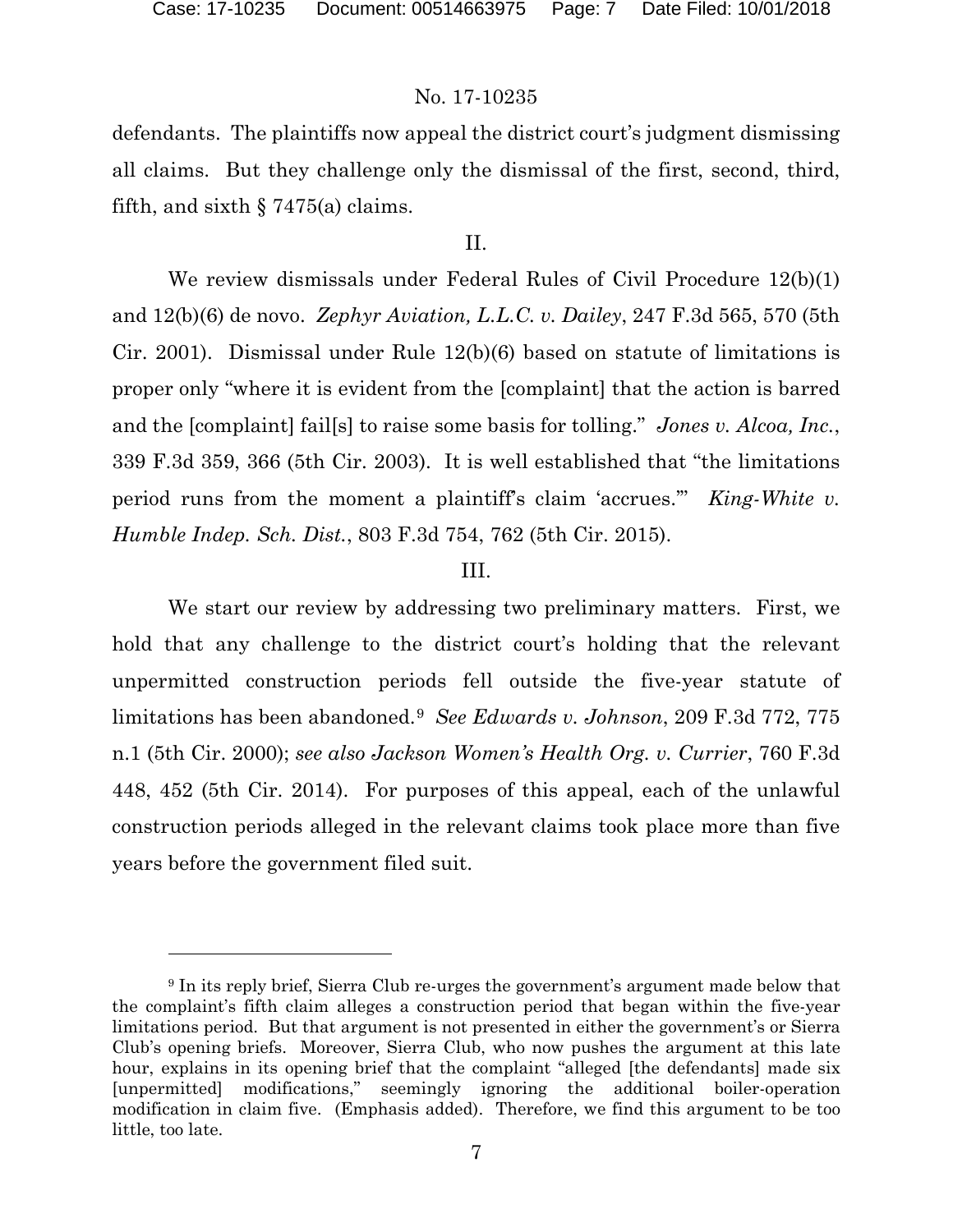defendants. The plaintiffs now appeal the district court's judgment dismissing all claims. But they challenge only the dismissal of the first, second, third, fifth, and sixth § 7475(a) claims.

## II.

We review dismissals under Federal Rules of Civil Procedure 12(b)(1) and 12(b)(6) de novo. *Zephyr Aviation, L.L.C. v. Dailey*, 247 F.3d 565, 570 (5th Cir. 2001). Dismissal under Rule 12(b)(6) based on statute of limitations is proper only "where it is evident from the [complaint] that the action is barred and the [complaint] fail[s] to raise some basis for tolling." *Jones v. Alcoa, Inc.*, 339 F.3d 359, 366 (5th Cir. 2003). It is well established that "the limitations period runs from the moment a plaintiff's claim 'accrues.'" *King-White v. Humble Indep. Sch. Dist.*, 803 F.3d 754, 762 (5th Cir. 2015).

## III.

We start our review by addressing two preliminary matters. First, we hold that any challenge to the district court's holding that the relevant unpermitted construction periods fell outside the five-year statute of limitations has been abandoned.[9] *See Edwards v. Johnson*, 209 F.3d 772, 775 n.1 (5th Cir. 2000); *see also Jackson Women's Health Org. v. Currier*, 760 F.3d 448, 452 (5th Cir. 2014). For purposes of this appeal, each of the unlawful construction periods alleged in the relevant claims took place more than five years before the government filed suit.

---

[9] In its reply brief, Sierra Club re-urges the government's argument made below that the complaint's fifth claim alleges a construction period that began within the five-year limitations period. But that argument is not presented in either the government's or Sierra Club's opening briefs. Moreover, Sierra Club, who now pushes the argument at this late hour, explains in its opening brief that the complaint "alleged [the defendants] made six [unpermitted] modifications," seemingly ignoring the additional boiler-operation modification in claim five. (Emphasis added). Therefore, we find this argument to be too little, too late.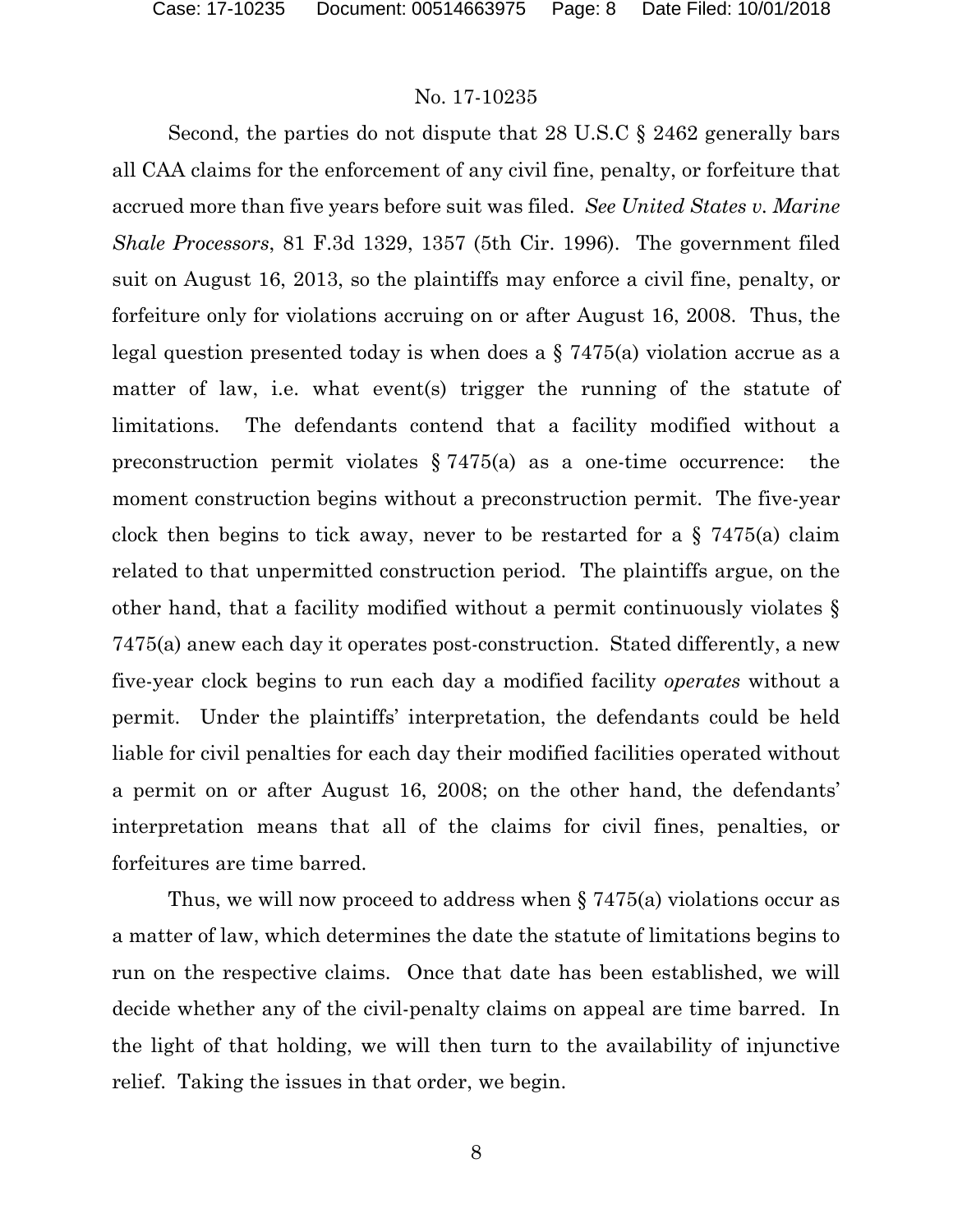Second, the parties do not dispute that 28 U.S.C § 2462 generally bars all CAA claims for the enforcement of any civil fine, penalty, or forfeiture that accrued more than five years before suit was filed. *See United States v. Marine Shale Processors*, 81 F.3d 1329, 1357 (5th Cir. 1996). The government filed suit on August 16, 2013, so the plaintiffs may enforce a civil fine, penalty, or forfeiture only for violations accruing on or after August 16, 2008. Thus, the legal question presented today is when does a § 7475(a) violation accrue as a matter of law, i.e. what event(s) trigger the running of the statute of limitations. The defendants contend that a facility modified without a preconstruction permit violates § 7475(a) as a one-time occurrence: the moment construction begins without a preconstruction permit. The five-year clock then begins to tick away, never to be restarted for a § 7475(a) claim related to that unpermitted construction period. The plaintiffs argue, on the other hand, that a facility modified without a permit continuously violates § 7475(a) anew each day it operates post-construction. Stated differently, a new five-year clock begins to run each day a modified facility *operates* without a permit. Under the plaintiffs' interpretation, the defendants could be held liable for civil penalties for each day their modified facilities operated without a permit on or after August 16, 2008; on the other hand, the defendants' interpretation means that all of the claims for civil fines, penalties, or forfeitures are time barred.

Thus, we will now proceed to address when § 7475(a) violations occur as a matter of law, which determines the date the statute of limitations begins to run on the respective claims. Once that date has been established, we will decide whether any of the civil-penalty claims on appeal are time barred. In the light of that holding, we will then turn to the availability of injunctive relief. Taking the issues in that order, we begin.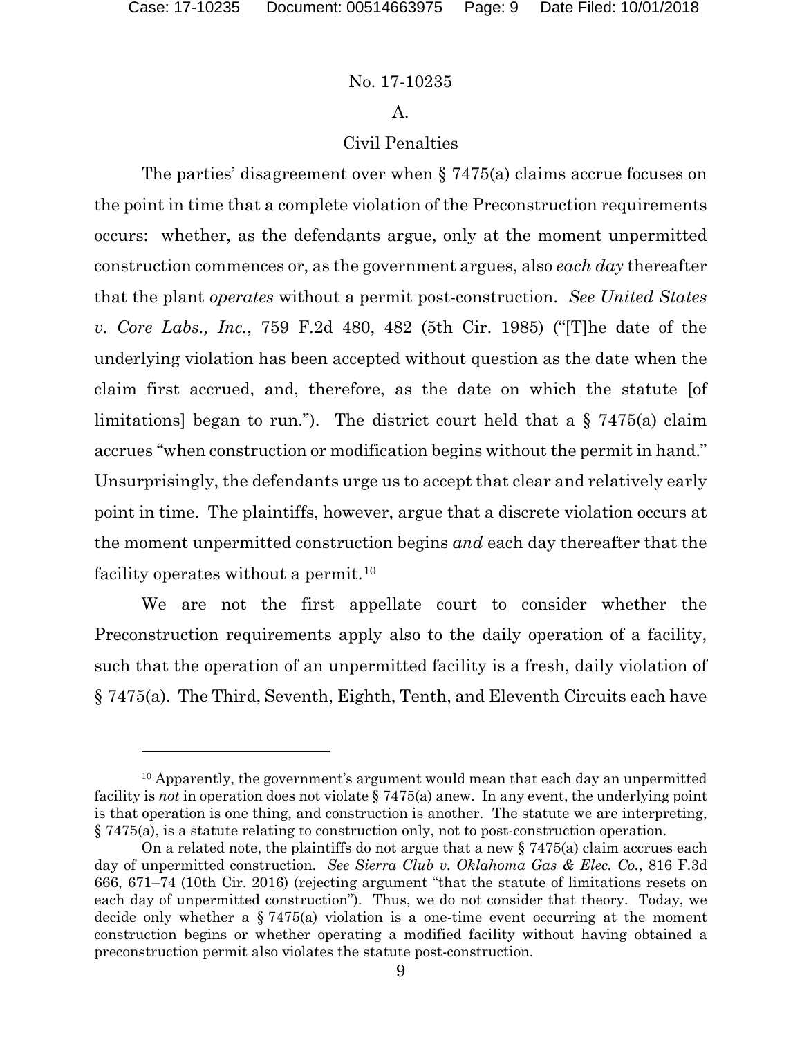## A.

### Civil Penalties

The parties' disagreement over when § 7475(a) claims accrue focuses on the point in time that a complete violation of the Preconstruction requirements occurs: whether, as the defendants argue, only at the moment unpermitted construction commences or, as the government argues, also *each day* thereafter that the plant *operates* without a permit post-construction. *See United States v. Core Labs., Inc.*, 759 F.2d 480, 482 (5th Cir. 1985) ("[T]he date of the underlying violation has been accepted without question as the date when the claim first accrued, and, therefore, as the date on which the statute [of limitations] began to run."). The district court held that a § 7475(a) claim accrues "when construction or modification begins without the permit in hand." Unsurprisingly, the defendants urge us to accept that clear and relatively early point in time. The plaintiffs, however, argue that a discrete violation occurs at the moment unpermitted construction begins *and* each day thereafter that the facility operates without a permit.[10]

We are not the first appellate court to consider whether the Preconstruction requirements apply also to the daily operation of a facility, such that the operation of an unpermitted facility is a fresh, daily violation of § 7475(a). The Third, Seventh, Eighth, Tenth, and Eleventh Circuits each have

---

[10] Apparently, the government's argument would mean that each day an unpermitted facility is *not* in operation does not violate § 7475(a) anew. In any event, the underlying point is that operation is one thing, and construction is another. The statute we are interpreting, § 7475(a), is a statute relating to construction only, not to post-construction operation.

On a related note, the plaintiffs do not argue that a new § 7475(a) claim accrues each day of unpermitted construction. *See Sierra Club v. Oklahoma Gas & Elec. Co.*, 816 F.3d 666, 671–74 (10th Cir. 2016) (rejecting argument "that the statute of limitations resets on each day of unpermitted construction"). Thus, we do not consider that theory. Today, we decide only whether a § 7475(a) violation is a one-time event occurring at the moment construction begins or whether operating a modified facility without having obtained a preconstruction permit also violates the statute post-construction.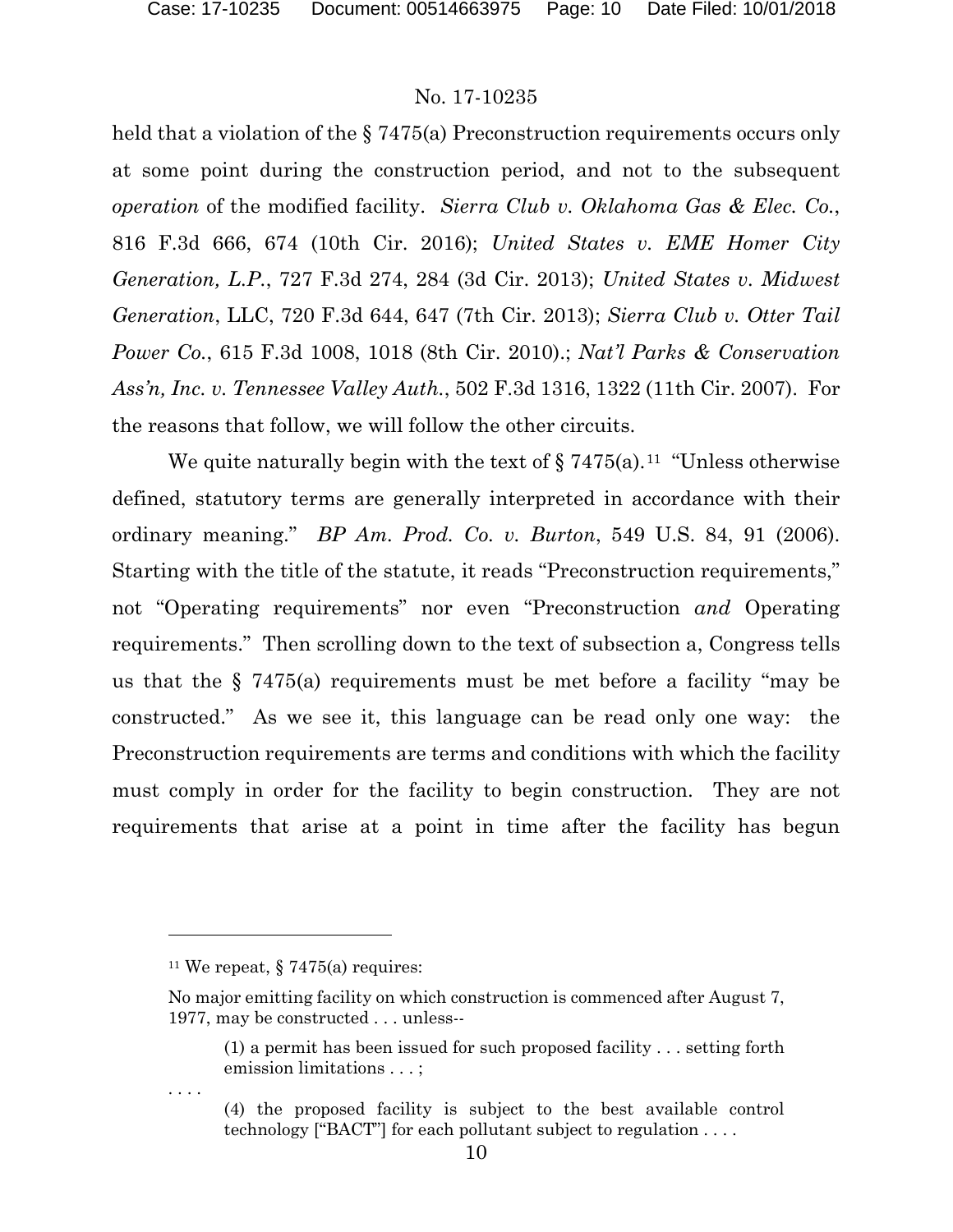held that a violation of the § 7475(a) Preconstruction requirements occurs only at some point during the construction period, and not to the subsequent *operation* of the modified facility. *Sierra Club v. Oklahoma Gas & Elec. Co.*, 816 F.3d 666, 674 (10th Cir. 2016); *United States v. EME Homer City Generation, L.P.*, 727 F.3d 274, 284 (3d Cir. 2013); *United States v. Midwest Generation*, LLC, 720 F.3d 644, 647 (7th Cir. 2013); *Sierra Club v. Otter Tail Power Co.*, 615 F.3d 1008, 1018 (8th Cir. 2010).; *Nat'l Parks & Conservation Ass'n, Inc. v. Tennessee Valley Auth.*, 502 F.3d 1316, 1322 (11th Cir. 2007). For the reasons that follow, we will follow the other circuits.

We quite naturally begin with the text of § 7475(a).[11] "Unless otherwise defined, statutory terms are generally interpreted in accordance with their ordinary meaning." *BP Am. Prod. Co. v. Burton*, 549 U.S. 84, 91 (2006). Starting with the title of the statute, it reads "Preconstruction requirements," not "Operating requirements" nor even "Preconstruction *and* Operating requirements." Then scrolling down to the text of subsection a, Congress tells us that the § 7475(a) requirements must be met before a facility "may be constructed." As we see it, this language can be read only one way: the Preconstruction requirements are terms and conditions with which the facility must comply in order for the facility to begin construction. They are not requirements that arise at a point in time after the facility has begun

---

[11] We repeat, § 7475(a) requires:

No major emitting facility on which construction is commenced after August 7, 1977, may be constructed . . . unless--

> (1) a permit has been issued for such proposed facility . . . setting forth emission limitations . . . ;

. . . .

> (4) the proposed facility is subject to the best available control technology ["BACT"] for each pollutant subject to regulation . . . .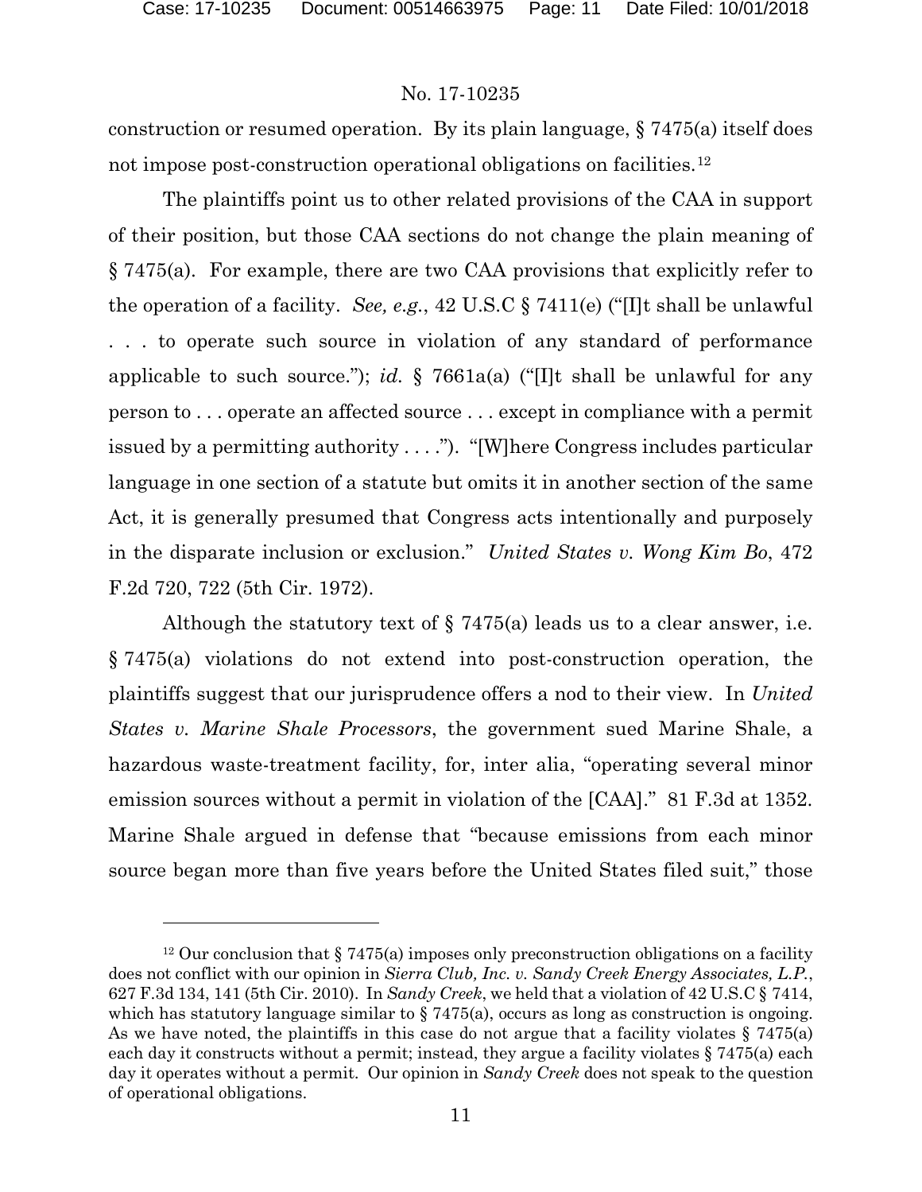construction or resumed operation. By its plain language, § 7475(a) itself does not impose post-construction operational obligations on facilities.[12]

The plaintiffs point us to other related provisions of the CAA in support of their position, but those CAA sections do not change the plain meaning of § 7475(a). For example, there are two CAA provisions that explicitly refer to the operation of a facility. *See, e.g.*, 42 U.S.C § 7411(e) ("[I]t shall be unlawful . . . to operate such source in violation of any standard of performance applicable to such source."); *id.* § 7661a(a) ("[I]t shall be unlawful for any person to . . . operate an affected source . . . except in compliance with a permit issued by a permitting authority . . . ."). "[W]here Congress includes particular language in one section of a statute but omits it in another section of the same Act, it is generally presumed that Congress acts intentionally and purposely in the disparate inclusion or exclusion." *United States v. Wong Kim Bo*, 472 F.2d 720, 722 (5th Cir. 1972).

Although the statutory text of § 7475(a) leads us to a clear answer, i.e. § 7475(a) violations do not extend into post-construction operation, the plaintiffs suggest that our jurisprudence offers a nod to their view. In *United States v. Marine Shale Processors*, the government sued Marine Shale, a hazardous waste-treatment facility, for, inter alia, "operating several minor emission sources without a permit in violation of the [CAA]." 81 F.3d at 1352. Marine Shale argued in defense that "because emissions from each minor source began more than five years before the United States filed suit," those

[12] Our conclusion that § 7475(a) imposes only preconstruction obligations on a facility does not conflict with our opinion in *Sierra Club, Inc. v. Sandy Creek Energy Associates, L.P.*, 627 F.3d 134, 141 (5th Cir. 2010). In *Sandy Creek*, we held that a violation of 42 U.S.C § 7414, which has statutory language similar to § 7475(a), occurs as long as construction is ongoing. As we have noted, the plaintiffs in this case do not argue that a facility violates § 7475(a) each day it constructs without a permit; instead, they argue a facility violates § 7475(a) each day it operates without a permit. Our opinion in *Sandy Creek* does not speak to the question of operational obligations.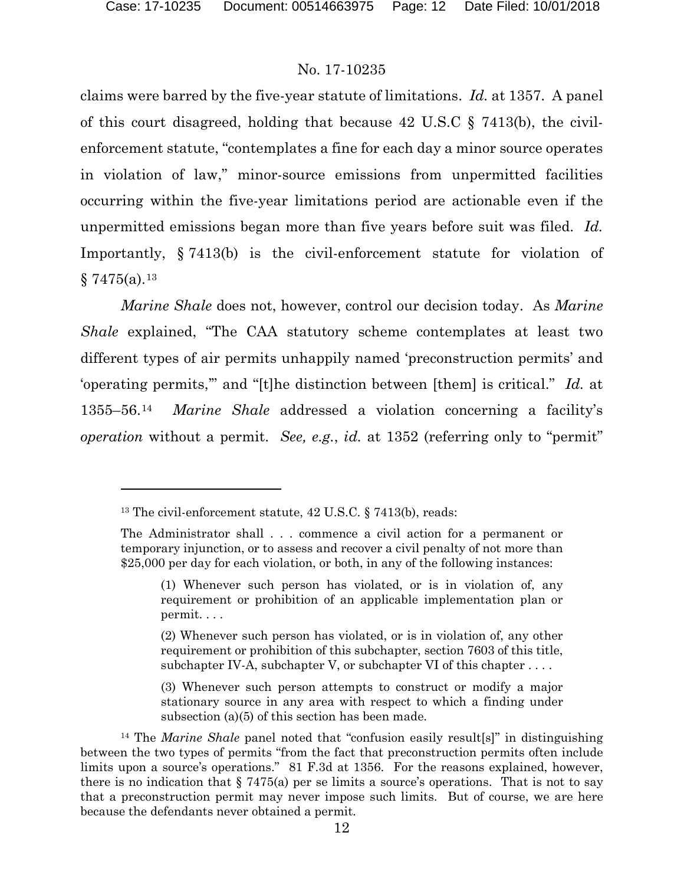claims were barred by the five-year statute of limitations. *Id.* at 1357. A panel of this court disagreed, holding that because 42 U.S.C § 7413(b), the civil-enforcement statute, "contemplates a fine for each day a minor source operates in violation of law," minor-source emissions from unpermitted facilities occurring within the five-year limitations period are actionable even if the unpermitted emissions began more than five years before suit was filed. *Id.* Importantly, § 7413(b) is the civil-enforcement statute for violation of § 7475(a).[13]

*Marine Shale* does not, however, control our decision today. As *Marine Shale* explained, "The CAA statutory scheme contemplates at least two different types of air permits unhappily named 'preconstruction permits' and 'operating permits,'" and "[t]he distinction between [them] is critical." *Id.* at 1355–56.[14] *Marine Shale* addressed a violation concerning a facility's *operation* without a permit. *See, e.g.*, *id.* at 1352 (referring only to "permit"

---

[13] The civil-enforcement statute, 42 U.S.C. § 7413(b), reads:

> The Administrator shall . . . commence a civil action for a permanent or temporary injunction, or to assess and recover a civil penalty of not more than $25,000 per day for each violation, or both, in any of the following instances:
>
> > (1) Whenever such person has violated, or is in violation of, any requirement or prohibition of an applicable implementation plan or permit. . . .
> >
> > (2) Whenever such person has violated, or is in violation of, any other requirement or prohibition of this subchapter, section 7603 of this title, subchapter IV-A, subchapter V, or subchapter VI of this chapter . . . .
> >
> > (3) Whenever such person attempts to construct or modify a major stationary source in any area with respect to which a finding under subsection (a)(5) of this section has been made.

[14] The *Marine Shale* panel noted that "confusion easily result[s]" in distinguishing between the two types of permits "from the fact that preconstruction permits often include limits upon a source's operations." 81 F.3d at 1356. For the reasons explained, however, there is no indication that § 7475(a) per se limits a source's operations. That is not to say that a preconstruction permit may never impose such limits. But of course, we are here because the defendants never obtained a permit.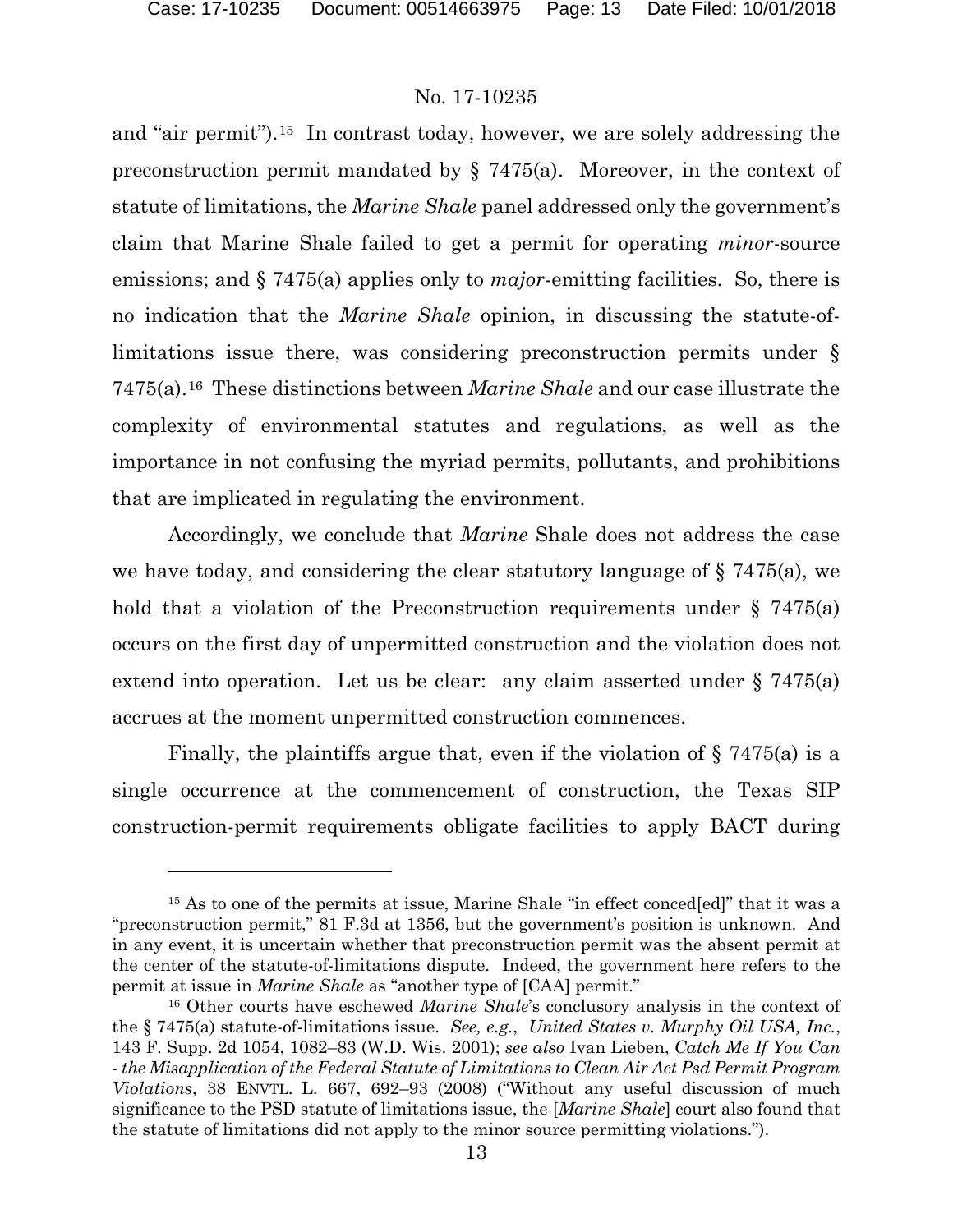and "air permit").[15] In contrast today, however, we are solely addressing the preconstruction permit mandated by § 7475(a). Moreover, in the context of statute of limitations, the *Marine Shale* panel addressed only the government's claim that Marine Shale failed to get a permit for operating *minor*-source emissions; and § 7475(a) applies only to *major*-emitting facilities. So, there is no indication that the *Marine Shale* opinion, in discussing the statute-of-limitations issue there, was considering preconstruction permits under § 7475(a).[16] These distinctions between *Marine Shale* and our case illustrate the complexity of environmental statutes and regulations, as well as the importance in not confusing the myriad permits, pollutants, and prohibitions that are implicated in regulating the environment.

Accordingly, we conclude that *Marine* Shale does not address the case we have today, and considering the clear statutory language of § 7475(a), we hold that a violation of the Preconstruction requirements under § 7475(a) occurs on the first day of unpermitted construction and the violation does not extend into operation. Let us be clear: any claim asserted under § 7475(a) accrues at the moment unpermitted construction commences.

Finally, the plaintiffs argue that, even if the violation of § 7475(a) is a single occurrence at the commencement of construction, the Texas SIP construction-permit requirements obligate facilities to apply BACT during

---

[15] As to one of the permits at issue, Marine Shale "in effect conced[ed]" that it was a "preconstruction permit," 81 F.3d at 1356, but the government's position is unknown. And in any event, it is uncertain whether that preconstruction permit was the absent permit at the center of the statute-of-limitations dispute. Indeed, the government here refers to the permit at issue in *Marine Shale* as "another type of [CAA] permit."

[16] Other courts have eschewed *Marine Shale*'s conclusory analysis in the context of the § 7475(a) statute-of-limitations issue. *See, e.g.*, *United States v. Murphy Oil USA, Inc.*, 143 F. Supp. 2d 1054, 1082–83 (W.D. Wis. 2001); *see also* Ivan Lieben, *Catch Me If You Can - the Misapplication of the Federal Statute of Limitations to Clean Air Act Psd Permit Program Violations*, 38 ENVTL. L. 667, 692–93 (2008) ("Without any useful discussion of much significance to the PSD statute of limitations issue, the [*Marine Shale*] court also found that the statute of limitations did not apply to the minor source permitting violations.").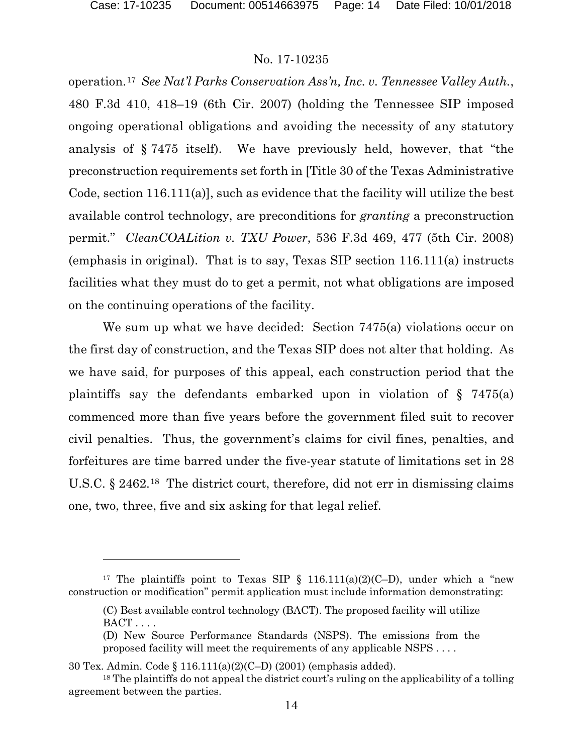operation.[17] *See Nat'l Parks Conservation Ass'n, Inc. v. Tennessee Valley Auth.*, 480 F.3d 410, 418–19 (6th Cir. 2007) (holding the Tennessee SIP imposed ongoing operational obligations and avoiding the necessity of any statutory analysis of § 7475 itself). We have previously held, however, that "the preconstruction requirements set forth in [Title 30 of the Texas Administrative Code, section 116.111(a)], such as evidence that the facility will utilize the best available control technology, are preconditions for *granting* a preconstruction permit." *CleanCOALition v. TXU Power*, 536 F.3d 469, 477 (5th Cir. 2008) (emphasis in original). That is to say, Texas SIP section 116.111(a) instructs facilities what they must do to get a permit, not what obligations are imposed on the continuing operations of the facility.

We sum up what we have decided: Section 7475(a) violations occur on the first day of construction, and the Texas SIP does not alter that holding. As we have said, for purposes of this appeal, each construction period that the plaintiffs say the defendants embarked upon in violation of § 7475(a) commenced more than five years before the government filed suit to recover civil penalties. Thus, the government's claims for civil fines, penalties, and forfeitures are time barred under the five-year statute of limitations set in 28 U.S.C. § 2462.[18] The district court, therefore, did not err in dismissing claims one, two, three, five and six asking for that legal relief.

---

[17] The plaintiffs point to Texas SIP § 116.111(a)(2)(C–D), under which a "new construction or modification" permit application must include information demonstrating:

> (C) Best available control technology (BACT). The proposed facility will utilize BACT . . . .
>
> (D) New Source Performance Standards (NSPS). The emissions from the proposed facility will meet the requirements of any applicable NSPS . . . .

30 Tex. Admin. Code § 116.111(a)(2)(C–D) (2001) (emphasis added).

[18] The plaintiffs do not appeal the district court's ruling on the applicability of a tolling agreement between the parties.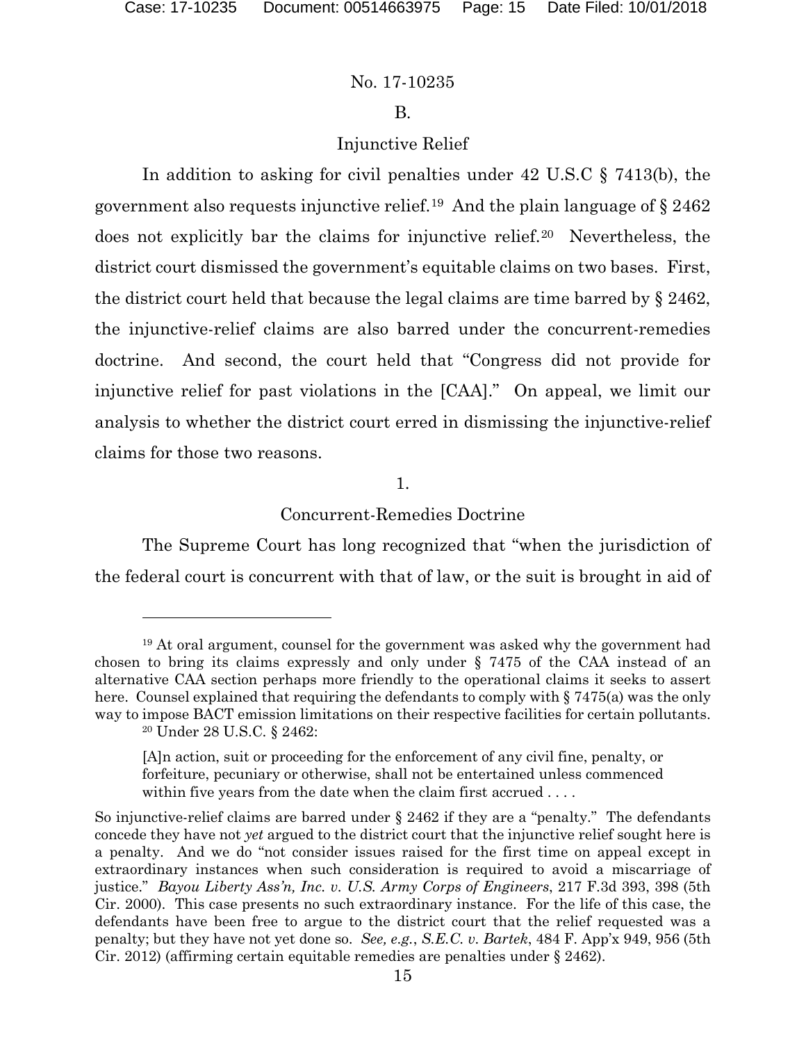### B.

### Injunctive Relief

In addition to asking for civil penalties under 42 U.S.C § 7413(b), the government also requests injunctive relief.[19] And the plain language of § 2462 does not explicitly bar the claims for injunctive relief.[20] Nevertheless, the district court dismissed the government's equitable claims on two bases. First, the district court held that because the legal claims are time barred by § 2462, the injunctive-relief claims are also barred under the concurrent-remedies doctrine. And second, the court held that "Congress did not provide for injunctive relief for past violations in the [CAA]." On appeal, we limit our analysis to whether the district court erred in dismissing the injunctive-relief claims for those two reasons.

#### 1.

#### Concurrent-Remedies Doctrine

The Supreme Court has long recognized that "when the jurisdiction of the federal court is concurrent with that of law, or the suit is brought in aid of

---

[19] At oral argument, counsel for the government was asked why the government had chosen to bring its claims expressly and only under § 7475 of the CAA instead of an alternative CAA section perhaps more friendly to the operational claims it seeks to assert here. Counsel explained that requiring the defendants to comply with § 7475(a) was the only way to impose BACT emission limitations on their respective facilities for certain pollutants.

[20] Under 28 U.S.C. § 2462:

> [A]n action, suit or proceeding for the enforcement of any civil fine, penalty, or forfeiture, pecuniary or otherwise, shall not be entertained unless commenced within five years from the date when the claim first accrued . . . .

So injunctive-relief claims are barred under § 2462 if they are a "penalty." The defendants concede they have not *yet* argued to the district court that the injunctive relief sought here is a penalty. And we do "not consider issues raised for the first time on appeal except in extraordinary instances when such consideration is required to avoid a miscarriage of justice." *Bayou Liberty Ass'n, Inc. v. U.S. Army Corps of Engineers*, 217 F.3d 393, 398 (5th Cir. 2000). This case presents no such extraordinary instance. For the life of this case, the defendants have been free to argue to the district court that the relief requested was a penalty; but they have not yet done so. *See, e.g.*, *S.E.C. v. Bartek*, 484 F. App'x 949, 956 (5th Cir. 2012) (affirming certain equitable remedies are penalties under § 2462).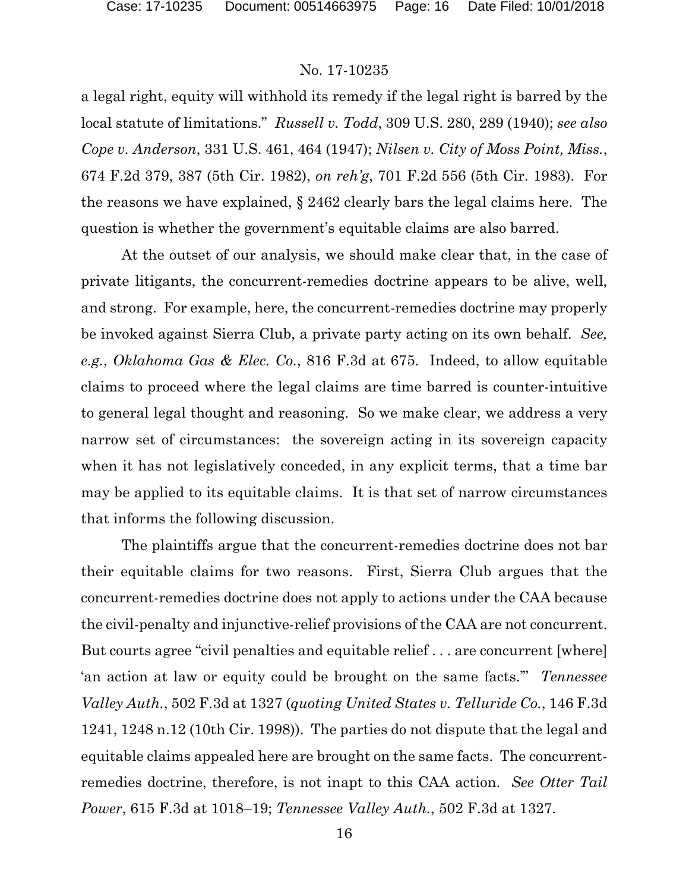a legal right, equity will withhold its remedy if the legal right is barred by the local statute of limitations." *Russell v. Todd*, 309 U.S. 280, 289 (1940); *see also Cope v. Anderson*, 331 U.S. 461, 464 (1947); *Nilsen v. City of Moss Point, Miss.*, 674 F.2d 379, 387 (5th Cir. 1982), *on reh'g*, 701 F.2d 556 (5th Cir. 1983). For the reasons we have explained, § 2462 clearly bars the legal claims here. The question is whether the government's equitable claims are also barred.

At the outset of our analysis, we should make clear that, in the case of private litigants, the concurrent-remedies doctrine appears to be alive, well, and strong. For example, here, the concurrent-remedies doctrine may properly be invoked against Sierra Club, a private party acting on its own behalf. *See, e.g.*, *Oklahoma Gas & Elec. Co.*, 816 F.3d at 675. Indeed, to allow equitable claims to proceed where the legal claims are time barred is counter-intuitive to general legal thought and reasoning. So we make clear, we address a very narrow set of circumstances: the sovereign acting in its sovereign capacity when it has not legislatively conceded, in any explicit terms, that a time bar may be applied to its equitable claims. It is that set of narrow circumstances that informs the following discussion.

The plaintiffs argue that the concurrent-remedies doctrine does not bar their equitable claims for two reasons. First, Sierra Club argues that the concurrent-remedies doctrine does not apply to actions under the CAA because the civil-penalty and injunctive-relief provisions of the CAA are not concurrent. But courts agree "civil penalties and equitable relief . . . are concurrent [where] 'an action at law or equity could be brought on the same facts.'" *Tennessee Valley Auth.*, 502 F.3d at 1327 (*quoting United States v. Telluride Co.*, 146 F.3d 1241, 1248 n.12 (10th Cir. 1998)). The parties do not dispute that the legal and equitable claims appealed here are brought on the same facts. The concurrent-remedies doctrine, therefore, is not inapt to this CAA action. *See Otter Tail Power*, 615 F.3d at 1018–19; *Tennessee Valley Auth.*, 502 F.3d at 1327.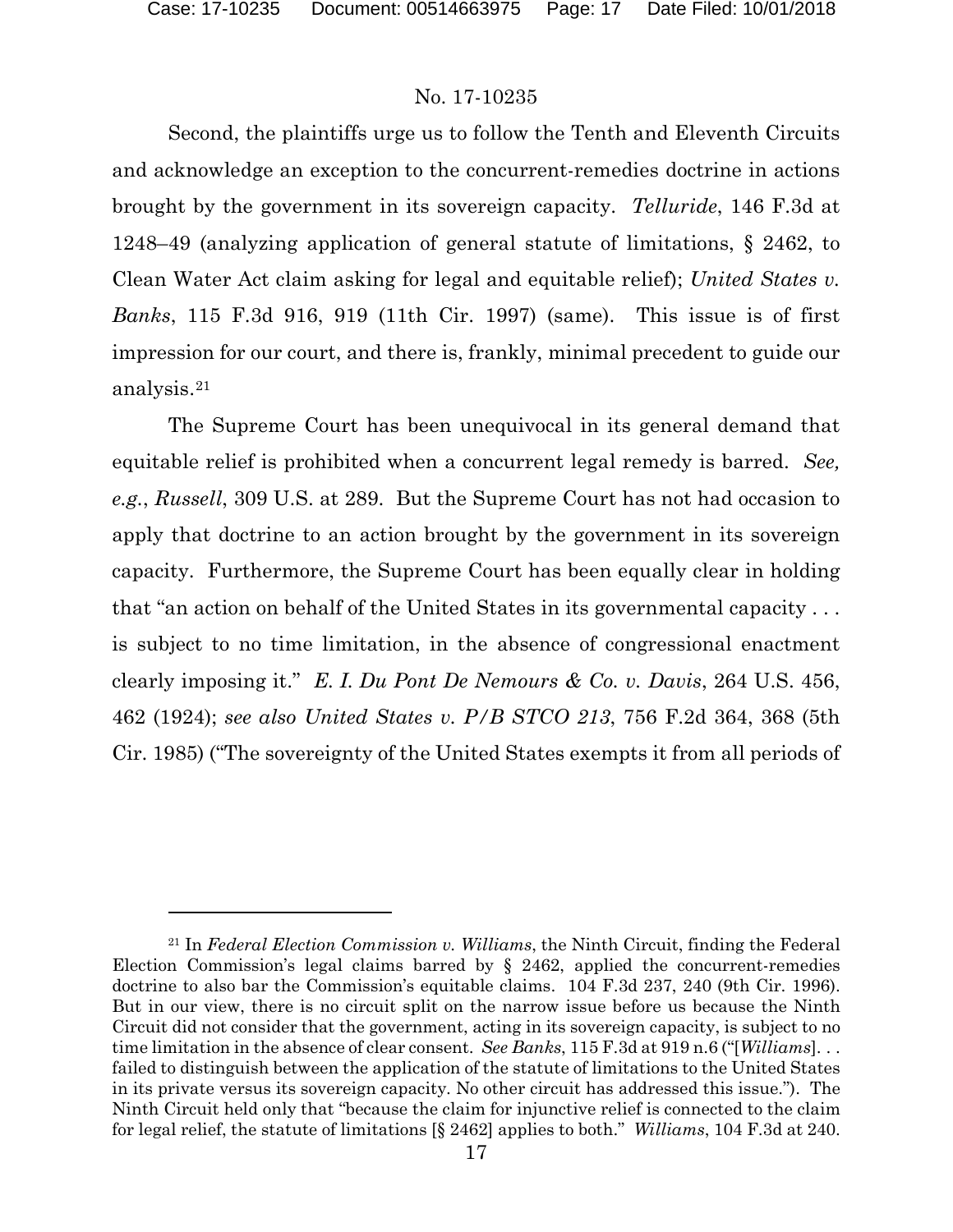Second, the plaintiffs urge us to follow the Tenth and Eleventh Circuits and acknowledge an exception to the concurrent-remedies doctrine in actions brought by the government in its sovereign capacity. *Telluride*, 146 F.3d at 1248–49 (analyzing application of general statute of limitations, § 2462, to Clean Water Act claim asking for legal and equitable relief); *United States v. Banks*, 115 F.3d 916, 919 (11th Cir. 1997) (same). This issue is of first impression for our court, and there is, frankly, minimal precedent to guide our analysis.[21]

The Supreme Court has been unequivocal in its general demand that equitable relief is prohibited when a concurrent legal remedy is barred. *See, e.g.*, *Russell*, 309 U.S. at 289. But the Supreme Court has not had occasion to apply that doctrine to an action brought by the government in its sovereign capacity. Furthermore, the Supreme Court has been equally clear in holding that "an action on behalf of the United States in its governmental capacity . . . is subject to no time limitation, in the absence of congressional enactment clearly imposing it." *E. I. Du Pont De Nemours & Co. v. Davis*, 264 U.S. 456, 462 (1924); *see also United States v. P/B STCO 213*, 756 F.2d 364, 368 (5th Cir. 1985) ("The sovereignty of the United States exempts it from all periods of

---

[21] In *Federal Election Commission v. Williams*, the Ninth Circuit, finding the Federal Election Commission's legal claims barred by § 2462, applied the concurrent-remedies doctrine to also bar the Commission's equitable claims. 104 F.3d 237, 240 (9th Cir. 1996). But in our view, there is no circuit split on the narrow issue before us because the Ninth Circuit did not consider that the government, acting in its sovereign capacity, is subject to no time limitation in the absence of clear consent. *See Banks*, 115 F.3d at 919 n.6 ("[*Williams*]. . . failed to distinguish between the application of the statute of limitations to the United States in its private versus its sovereign capacity. No other circuit has addressed this issue."). The Ninth Circuit held only that "because the claim for injunctive relief is connected to the claim for legal relief, the statute of limitations [§ 2462] applies to both." *Williams*, 104 F.3d at 240.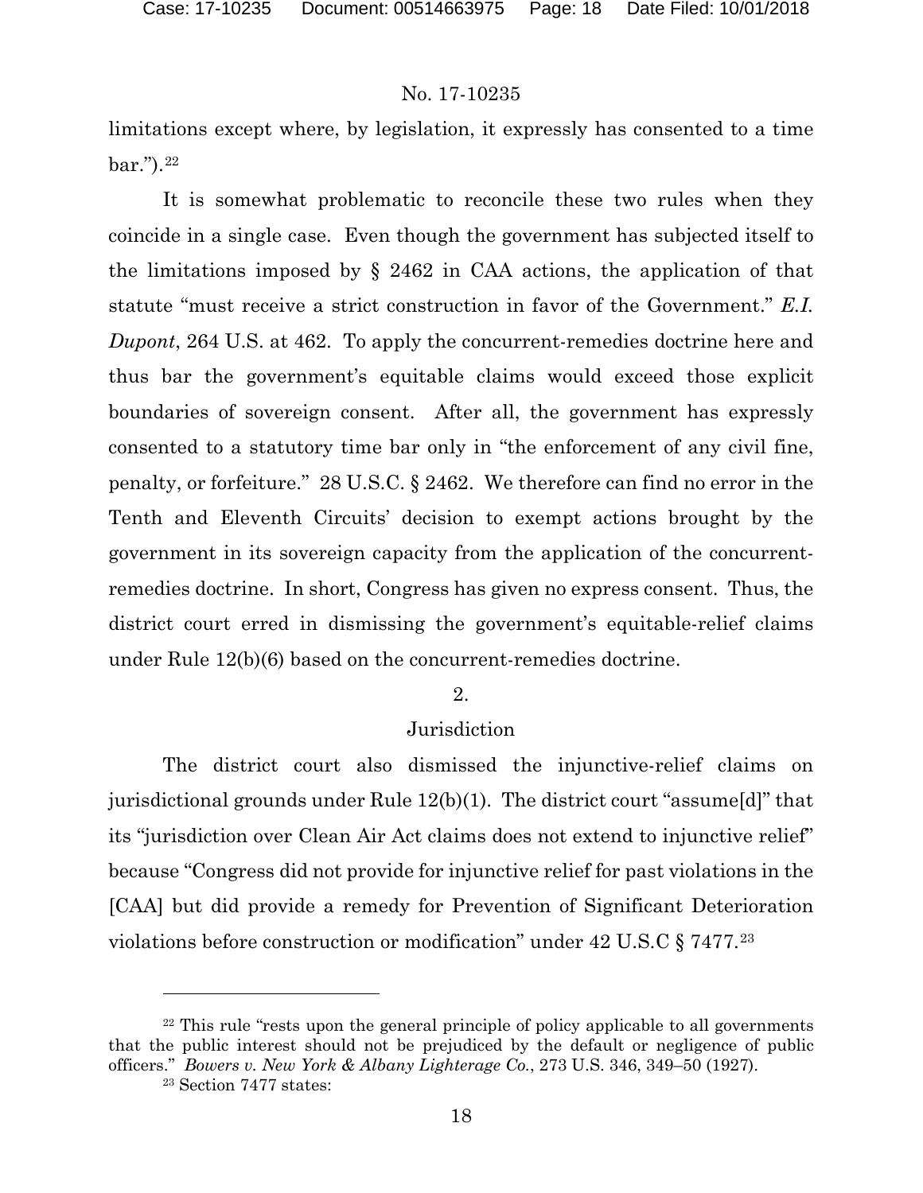limitations except where, by legislation, it expressly has consented to a time bar.").[22]

It is somewhat problematic to reconcile these two rules when they coincide in a single case. Even though the government has subjected itself to the limitations imposed by § 2462 in CAA actions, the application of that statute "must receive a strict construction in favor of the Government." *E.I. Dupont*, 264 U.S. at 462. To apply the concurrent-remedies doctrine here and thus bar the government's equitable claims would exceed those explicit boundaries of sovereign consent. After all, the government has expressly consented to a statutory time bar only in "the enforcement of any civil fine, penalty, or forfeiture." 28 U.S.C. § 2462. We therefore can find no error in the Tenth and Eleventh Circuits' decision to exempt actions brought by the government in its sovereign capacity from the application of the concurrent-remedies doctrine. In short, Congress has given no express consent. Thus, the district court erred in dismissing the government's equitable-relief claims under Rule 12(b)(6) based on the concurrent-remedies doctrine.

2.

Jurisdiction

The district court also dismissed the injunctive-relief claims on jurisdictional grounds under Rule 12(b)(1). The district court "assume[d]" that its "jurisdiction over Clean Air Act claims does not extend to injunctive relief" because "Congress did not provide for injunctive relief for past violations in the [CAA] but did provide a remedy for Prevention of Significant Deterioration violations before construction or modification" under 42 U.S.C § 7477.[23]

---

[22] This rule "rests upon the general principle of policy applicable to all governments that the public interest should not be prejudiced by the default or negligence of public officers." *Bowers v. New York & Albany Lighterage Co.*, 273 U.S. 346, 349–50 (1927).

[23] Section 7477 states: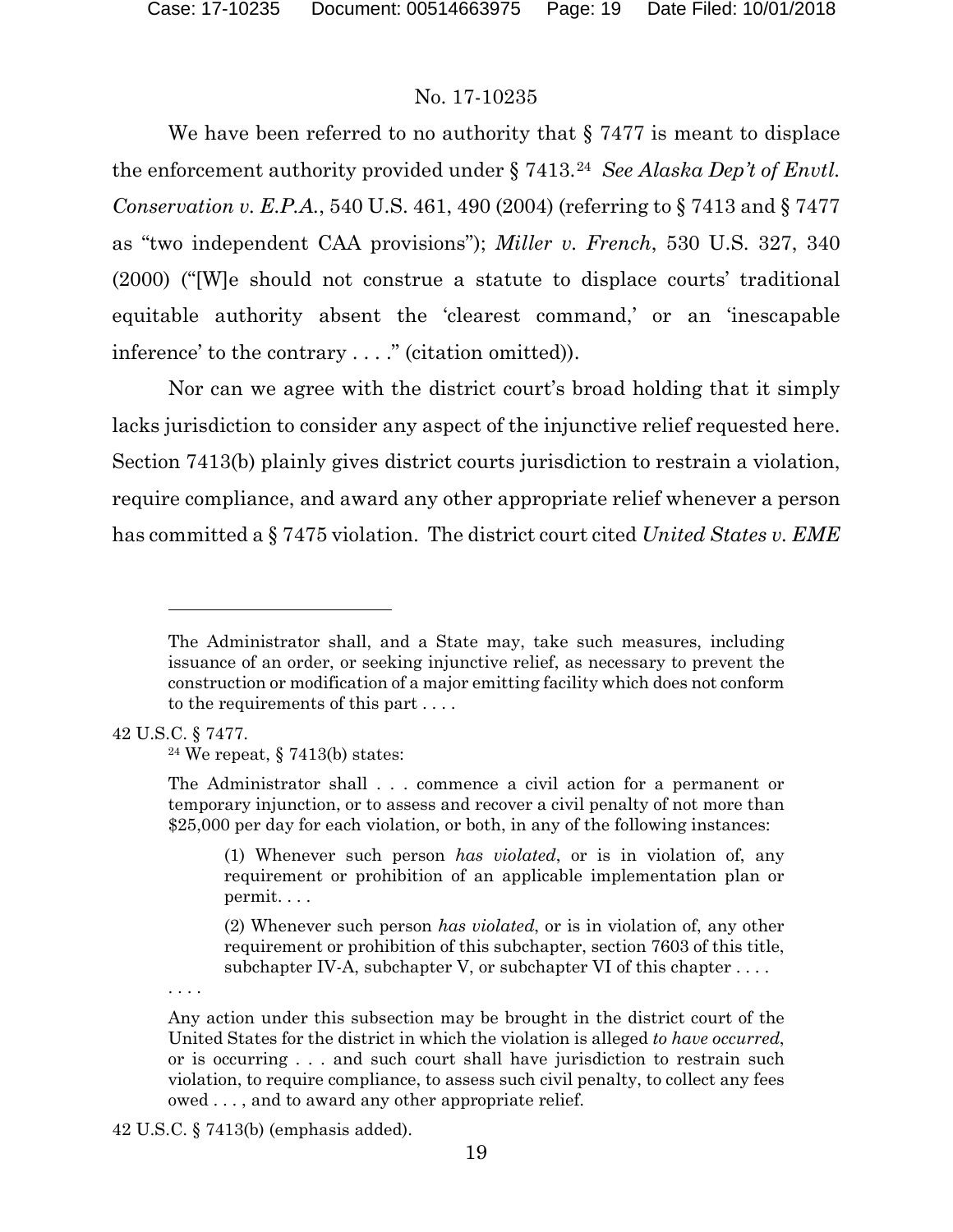No. 17-10235

We have been referred to no authority that § 7477 is meant to displace the enforcement authority provided under § 7413.[24] *See Alaska Dep't of Envtl. Conservation v. E.P.A.*, 540 U.S. 461, 490 (2004) (referring to § 7413 and § 7477 as "two independent CAA provisions"); *Miller v. French*, 530 U.S. 327, 340 (2000) ("[W]e should not construe a statute to displace courts' traditional equitable authority absent the 'clearest command,' or an 'inescapable inference' to the contrary . . . ." (citation omitted)).

Nor can we agree with the district court's broad holding that it simply lacks jurisdiction to consider any aspect of the injunctive relief requested here. Section 7413(b) plainly gives district courts jurisdiction to restrain a violation, require compliance, and award any other appropriate relief whenever a person has committed a § 7475 violation. The district court cited *United States v. EME*

---

> The Administrator shall, and a State may, take such measures, including issuance of an order, or seeking injunctive relief, as necessary to prevent the construction or modification of a major emitting facility which does not conform to the requirements of this part . . . .

42 U.S.C. § 7477.

[24] We repeat, § 7413(b) states:

> The Administrator shall . . . commence a civil action for a permanent or temporary injunction, or to assess and recover a civil penalty of not more than $25,000 per day for each violation, or both, in any of the following instances:
>
> > (1) Whenever such person *has violated*, or is in violation of, any requirement or prohibition of an applicable implementation plan or permit. . . .
> >
> > (2) Whenever such person *has violated*, or is in violation of, any other requirement or prohibition of this subchapter, section 7603 of this title, subchapter IV-A, subchapter V, or subchapter VI of this chapter . . . .
>
> . . . .
>
> Any action under this subsection may be brought in the district court of the United States for the district in which the violation is alleged *to have occurred*, or is occurring . . . and such court shall have jurisdiction to restrain such violation, to require compliance, to assess such civil penalty, to collect any fees owed . . . , and to award any other appropriate relief.

42 U.S.C. § 7413(b) (emphasis added).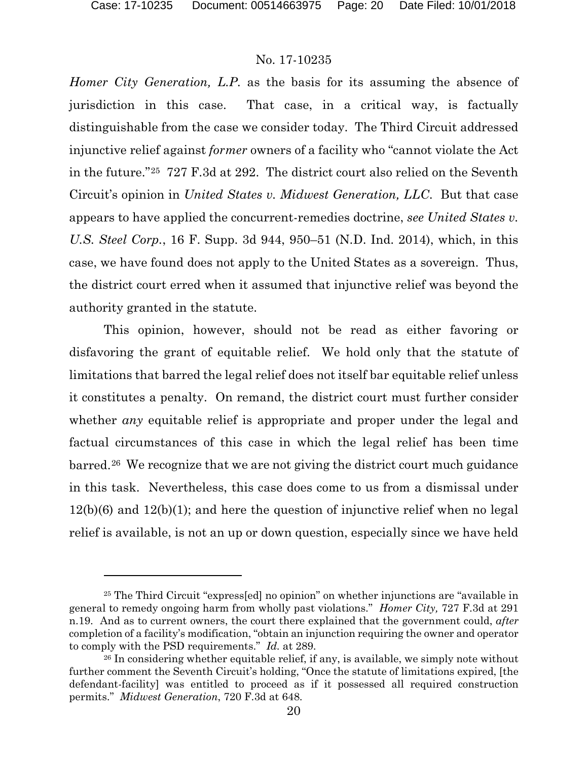*Homer City Generation, L.P.* as the basis for its assuming the absence of jurisdiction in this case. That case, in a critical way, is factually distinguishable from the case we consider today. The Third Circuit addressed injunctive relief against *former* owners of a facility who "cannot violate the Act in the future."[25] 727 F.3d at 292. The district court also relied on the Seventh Circuit's opinion in *United States v. Midwest Generation, LLC*. But that case appears to have applied the concurrent-remedies doctrine, *see United States v. U.S. Steel Corp.*, 16 F. Supp. 3d 944, 950–51 (N.D. Ind. 2014), which, in this case, we have found does not apply to the United States as a sovereign. Thus, the district court erred when it assumed that injunctive relief was beyond the authority granted in the statute.

This opinion, however, should not be read as either favoring or disfavoring the grant of equitable relief. We hold only that the statute of limitations that barred the legal relief does not itself bar equitable relief unless it constitutes a penalty. On remand, the district court must further consider whether *any* equitable relief is appropriate and proper under the legal and factual circumstances of this case in which the legal relief has been time barred.[26] We recognize that we are not giving the district court much guidance in this task. Nevertheless, this case does come to us from a dismissal under 12(b)(6) and 12(b)(1); and here the question of injunctive relief when no legal relief is available, is not an up or down question, especially since we have held

---

[25] The Third Circuit "express[ed] no opinion" on whether injunctions are "available in general to remedy ongoing harm from wholly past violations." *Homer City,* 727 F.3d at 291 n.19. And as to current owners, the court there explained that the government could, *after* completion of a facility's modification, "obtain an injunction requiring the owner and operator to comply with the PSD requirements." *Id.* at 289.

[26] In considering whether equitable relief, if any, is available, we simply note without further comment the Seventh Circuit's holding, "Once the statute of limitations expired, [the defendant-facility] was entitled to proceed as if it possessed all required construction permits." *Midwest Generation*, 720 F.3d at 648.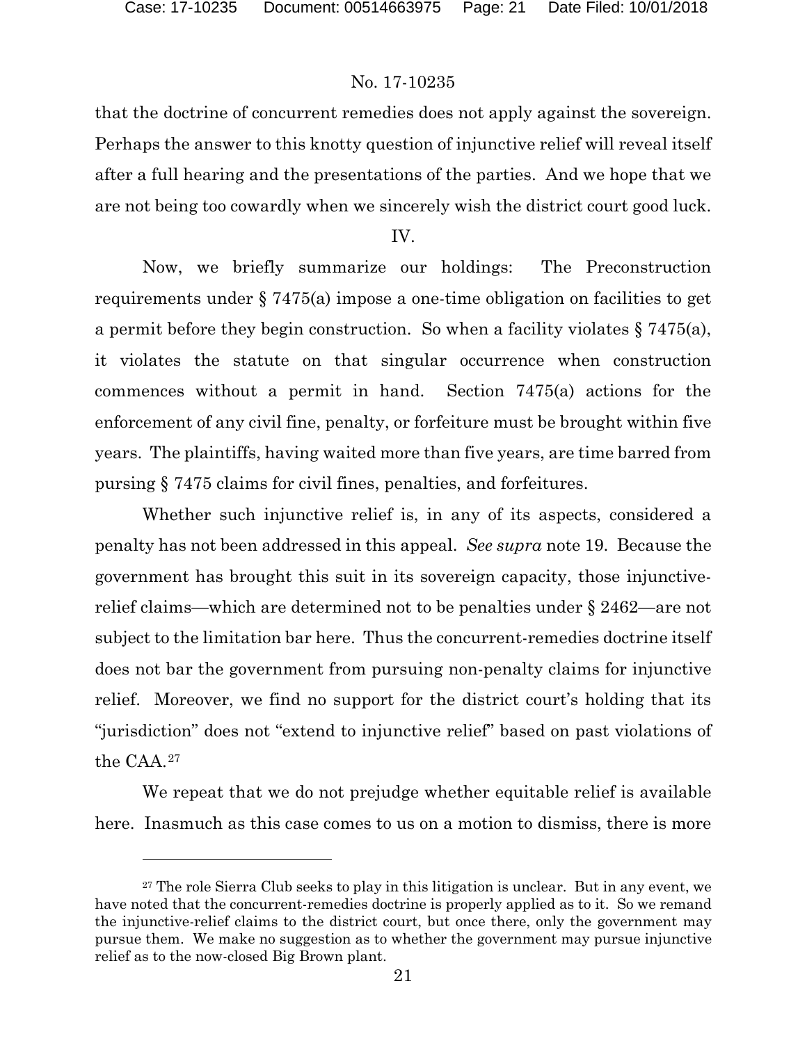that the doctrine of concurrent remedies does not apply against the sovereign. Perhaps the answer to this knotty question of injunctive relief will reveal itself after a full hearing and the presentations of the parties. And we hope that we are not being too cowardly when we sincerely wish the district court good luck.

## IV.

Now, we briefly summarize our holdings: The Preconstruction requirements under § 7475(a) impose a one-time obligation on facilities to get a permit before they begin construction. So when a facility violates § 7475(a), it violates the statute on that singular occurrence when construction commences without a permit in hand. Section 7475(a) actions for the enforcement of any civil fine, penalty, or forfeiture must be brought within five years. The plaintiffs, having waited more than five years, are time barred from pursing § 7475 claims for civil fines, penalties, and forfeitures.

Whether such injunctive relief is, in any of its aspects, considered a penalty has not been addressed in this appeal. *See supra* note 19. Because the government has brought this suit in its sovereign capacity, those injunctive-relief claims—which are determined not to be penalties under § 2462—are not subject to the limitation bar here. Thus the concurrent-remedies doctrine itself does not bar the government from pursuing non-penalty claims for injunctive relief. Moreover, we find no support for the district court's holding that its "jurisdiction" does not "extend to injunctive relief" based on past violations of the CAA.[27]

We repeat that we do not prejudge whether equitable relief is available here. Inasmuch as this case comes to us on a motion to dismiss, there is more

---

[27] The role Sierra Club seeks to play in this litigation is unclear. But in any event, we have noted that the concurrent-remedies doctrine is properly applied as to it. So we remand the injunctive-relief claims to the district court, but once there, only the government may pursue them. We make no suggestion as to whether the government may pursue injunctive relief as to the now-closed Big Brown plant.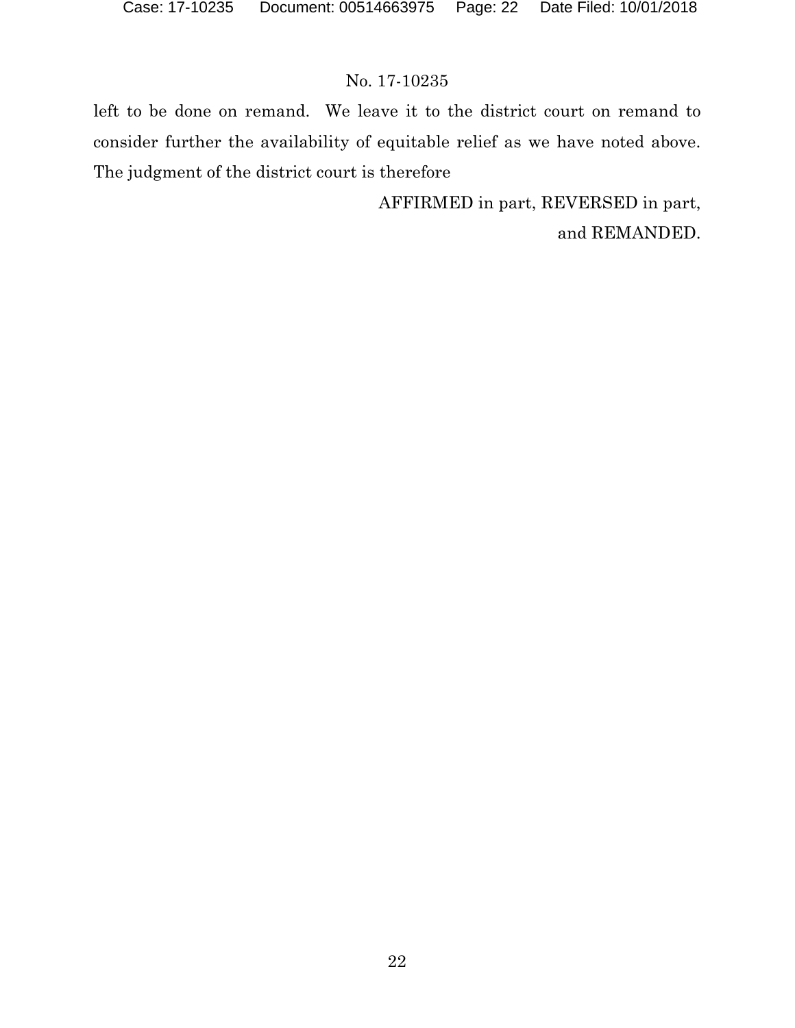left to be done on remand. We leave it to the district court on remand to consider further the availability of equitable relief as we have noted above. The judgment of the district court is therefore

AFFIRMED in part, REVERSED in part, and REMANDED.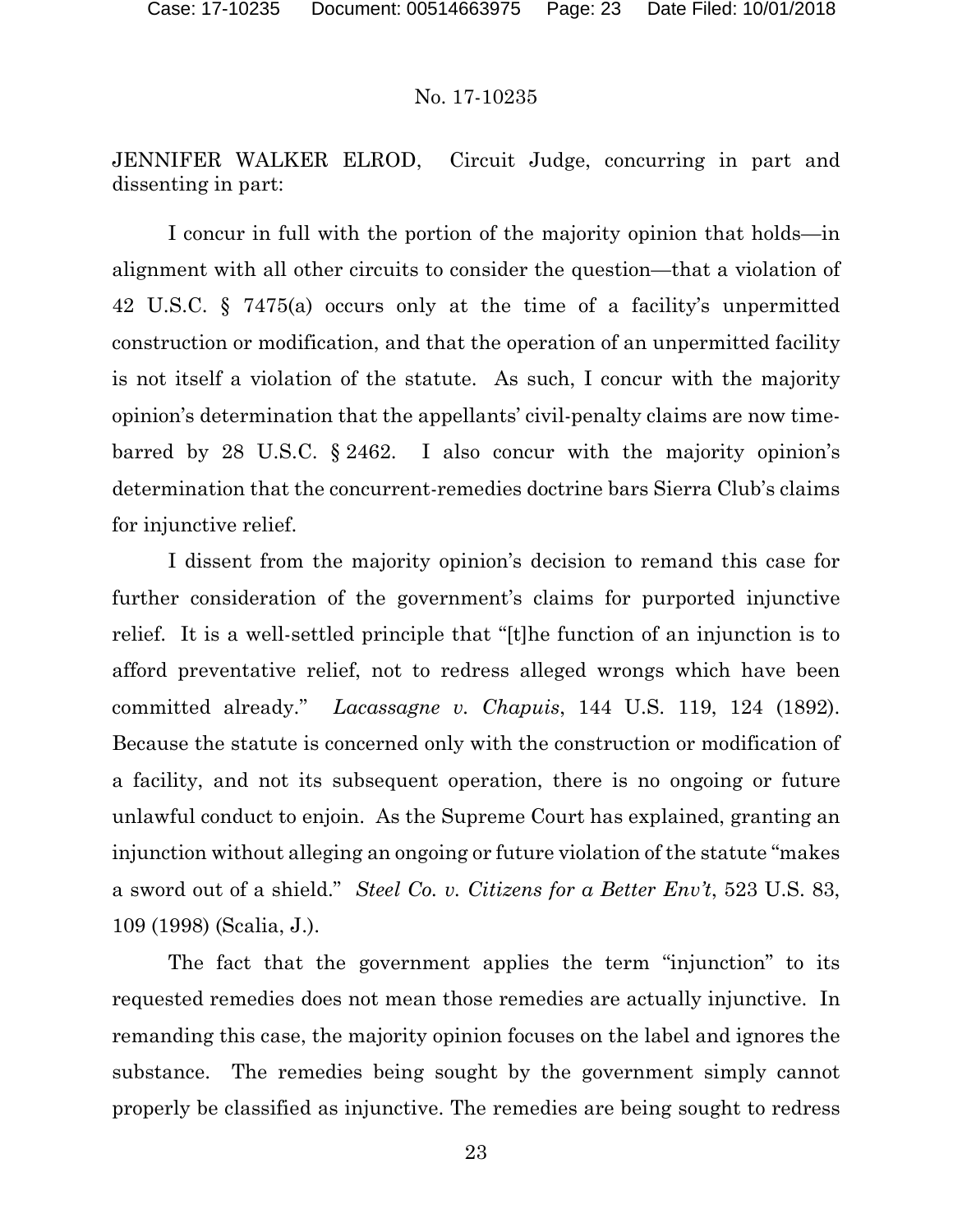No. 17-10235

JENNIFER WALKER ELROD, Circuit Judge, concurring in part and dissenting in part:

I concur in full with the portion of the majority opinion that holds—in alignment with all other circuits to consider the question—that a violation of 42 U.S.C. § 7475(a) occurs only at the time of a facility's unpermitted construction or modification, and that the operation of an unpermitted facility is not itself a violation of the statute. As such, I concur with the majority opinion's determination that the appellants' civil-penalty claims are now time-barred by 28 U.S.C. § 2462. I also concur with the majority opinion's determination that the concurrent-remedies doctrine bars Sierra Club's claims for injunctive relief.

I dissent from the majority opinion's decision to remand this case for further consideration of the government's claims for purported injunctive relief. It is a well-settled principle that "[t]he function of an injunction is to afford preventative relief, not to redress alleged wrongs which have been committed already." *Lacassagne v. Chapuis*, 144 U.S. 119, 124 (1892). Because the statute is concerned only with the construction or modification of a facility, and not its subsequent operation, there is no ongoing or future unlawful conduct to enjoin. As the Supreme Court has explained, granting an injunction without alleging an ongoing or future violation of the statute "makes a sword out of a shield." *Steel Co. v. Citizens for a Better Env't*, 523 U.S. 83, 109 (1998) (Scalia, J.).

The fact that the government applies the term "injunction" to its requested remedies does not mean those remedies are actually injunctive. In remanding this case, the majority opinion focuses on the label and ignores the substance. The remedies being sought by the government simply cannot properly be classified as injunctive. The remedies are being sought to redress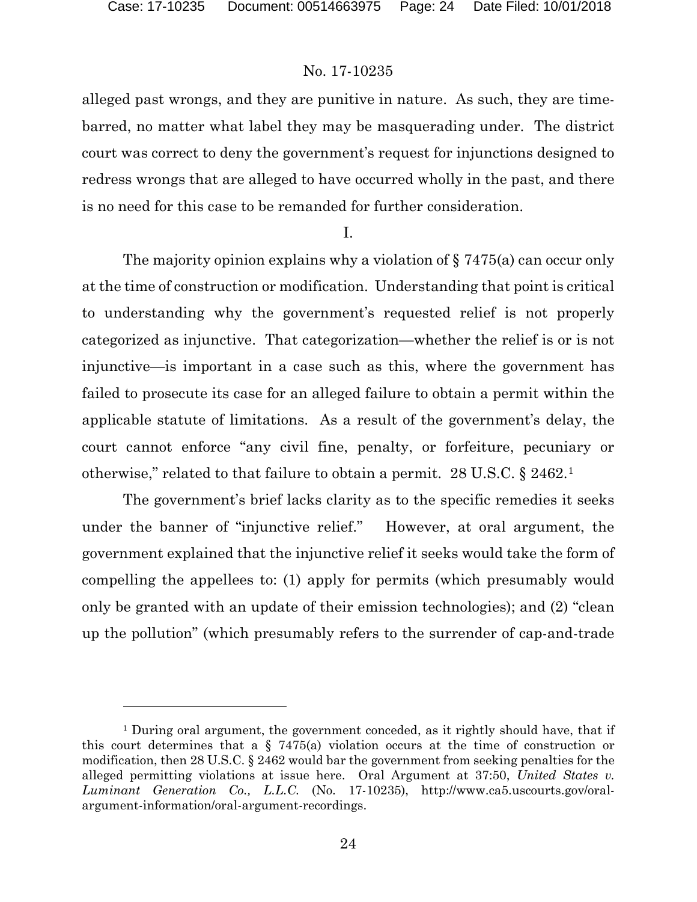alleged past wrongs, and they are punitive in nature. As such, they are time-barred, no matter what label they may be masquerading under. The district court was correct to deny the government's request for injunctions designed to redress wrongs that are alleged to have occurred wholly in the past, and there is no need for this case to be remanded for further consideration.

I.

The majority opinion explains why a violation of § 7475(a) can occur only at the time of construction or modification. Understanding that point is critical to understanding why the government's requested relief is not properly categorized as injunctive. That categorization—whether the relief is or is not injunctive—is important in a case such as this, where the government has failed to prosecute its case for an alleged failure to obtain a permit within the applicable statute of limitations. As a result of the government's delay, the court cannot enforce "any civil fine, penalty, or forfeiture, pecuniary or otherwise," related to that failure to obtain a permit. 28 U.S.C. § 2462.[1]

The government's brief lacks clarity as to the specific remedies it seeks under the banner of "injunctive relief." However, at oral argument, the government explained that the injunctive relief it seeks would take the form of compelling the appellees to: (1) apply for permits (which presumably would only be granted with an update of their emission technologies); and (2) "clean up the pollution" (which presumably refers to the surrender of cap-and-trade

---

[1] During oral argument, the government conceded, as it rightly should have, that if this court determines that a § 7475(a) violation occurs at the time of construction or modification, then 28 U.S.C. § 2462 would bar the government from seeking penalties for the alleged permitting violations at issue here. Oral Argument at 37:50, *United States v. Luminant Generation Co., L.L.C.* (No. 17-10235), http://www.ca5.uscourts.gov/oral-argument-information/oral-argument-recordings.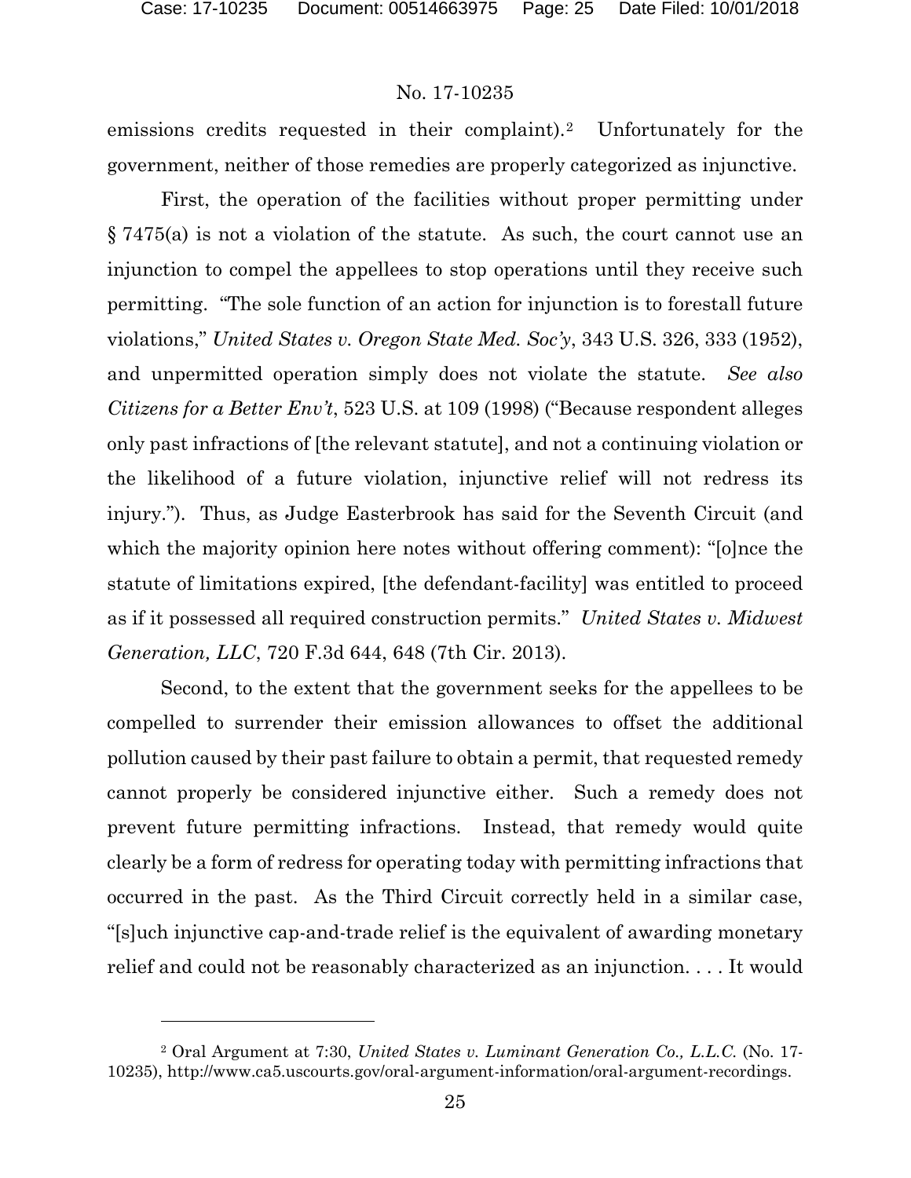emissions credits requested in their complaint).[2] Unfortunately for the government, neither of those remedies are properly categorized as injunctive.

First, the operation of the facilities without proper permitting under § 7475(a) is not a violation of the statute. As such, the court cannot use an injunction to compel the appellees to stop operations until they receive such permitting. "The sole function of an action for injunction is to forestall future violations," *United States v. Oregon State Med. Soc'y*, 343 U.S. 326, 333 (1952), and unpermitted operation simply does not violate the statute. *See also Citizens for a Better Env't*, 523 U.S. at 109 (1998) ("Because respondent alleges only past infractions of [the relevant statute], and not a continuing violation or the likelihood of a future violation, injunctive relief will not redress its injury."). Thus, as Judge Easterbrook has said for the Seventh Circuit (and which the majority opinion here notes without offering comment): "[o]nce the statute of limitations expired, [the defendant-facility] was entitled to proceed as if it possessed all required construction permits." *United States v. Midwest Generation, LLC*, 720 F.3d 644, 648 (7th Cir. 2013).

Second, to the extent that the government seeks for the appellees to be compelled to surrender their emission allowances to offset the additional pollution caused by their past failure to obtain a permit, that requested remedy cannot properly be considered injunctive either. Such a remedy does not prevent future permitting infractions. Instead, that remedy would quite clearly be a form of redress for operating today with permitting infractions that occurred in the past. As the Third Circuit correctly held in a similar case, "[s]uch injunctive cap-and-trade relief is the equivalent of awarding monetary relief and could not be reasonably characterized as an injunction. . . . It would

[2] Oral Argument at 7:30, *United States v. Luminant Generation Co., L.L.C.* (No. 17-10235), http://www.ca5.uscourts.gov/oral-argument-information/oral-argument-recordings.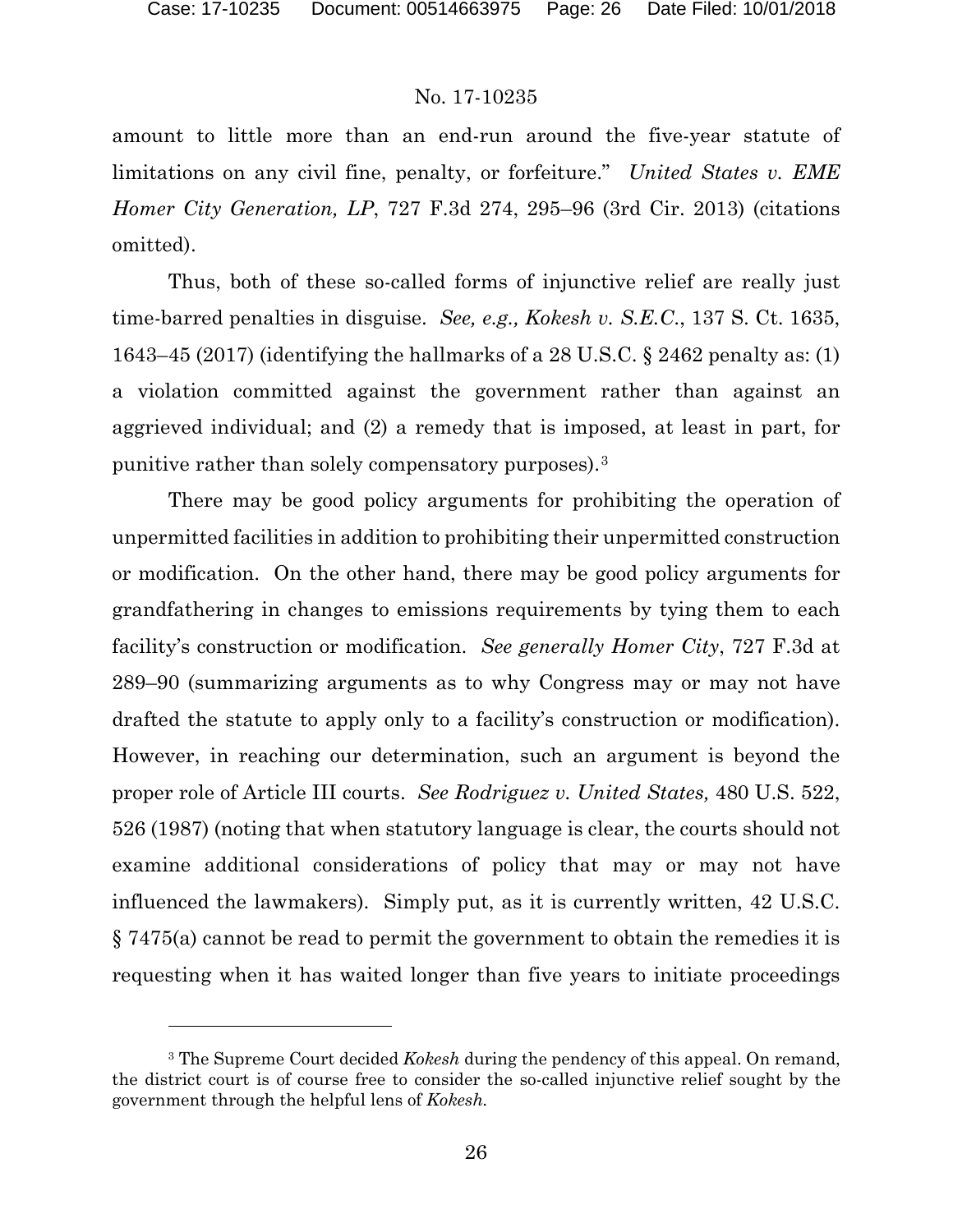amount to little more than an end-run around the five-year statute of limitations on any civil fine, penalty, or forfeiture." *United States v. EME Homer City Generation, LP*, 727 F.3d 274, 295–96 (3rd Cir. 2013) (citations omitted).

Thus, both of these so-called forms of injunctive relief are really just time-barred penalties in disguise. *See, e.g., Kokesh v. S.E.C.*, 137 S. Ct. 1635, 1643–45 (2017) (identifying the hallmarks of a 28 U.S.C. § 2462 penalty as: (1) a violation committed against the government rather than against an aggrieved individual; and (2) a remedy that is imposed, at least in part, for punitive rather than solely compensatory purposes).[3]

There may be good policy arguments for prohibiting the operation of unpermitted facilities in addition to prohibiting their unpermitted construction or modification. On the other hand, there may be good policy arguments for grandfathering in changes to emissions requirements by tying them to each facility's construction or modification. *See generally Homer City*, 727 F.3d at 289–90 (summarizing arguments as to why Congress may or may not have drafted the statute to apply only to a facility's construction or modification). However, in reaching our determination, such an argument is beyond the proper role of Article III courts. *See Rodriguez v. United States,* 480 U.S. 522, 526 (1987) (noting that when statutory language is clear, the courts should not examine additional considerations of policy that may or may not have influenced the lawmakers). Simply put, as it is currently written, 42 U.S.C. § 7475(a) cannot be read to permit the government to obtain the remedies it is requesting when it has waited longer than five years to initiate proceedings

---

[3] The Supreme Court decided *Kokesh* during the pendency of this appeal. On remand, the district court is of course free to consider the so-called injunctive relief sought by the government through the helpful lens of *Kokesh*.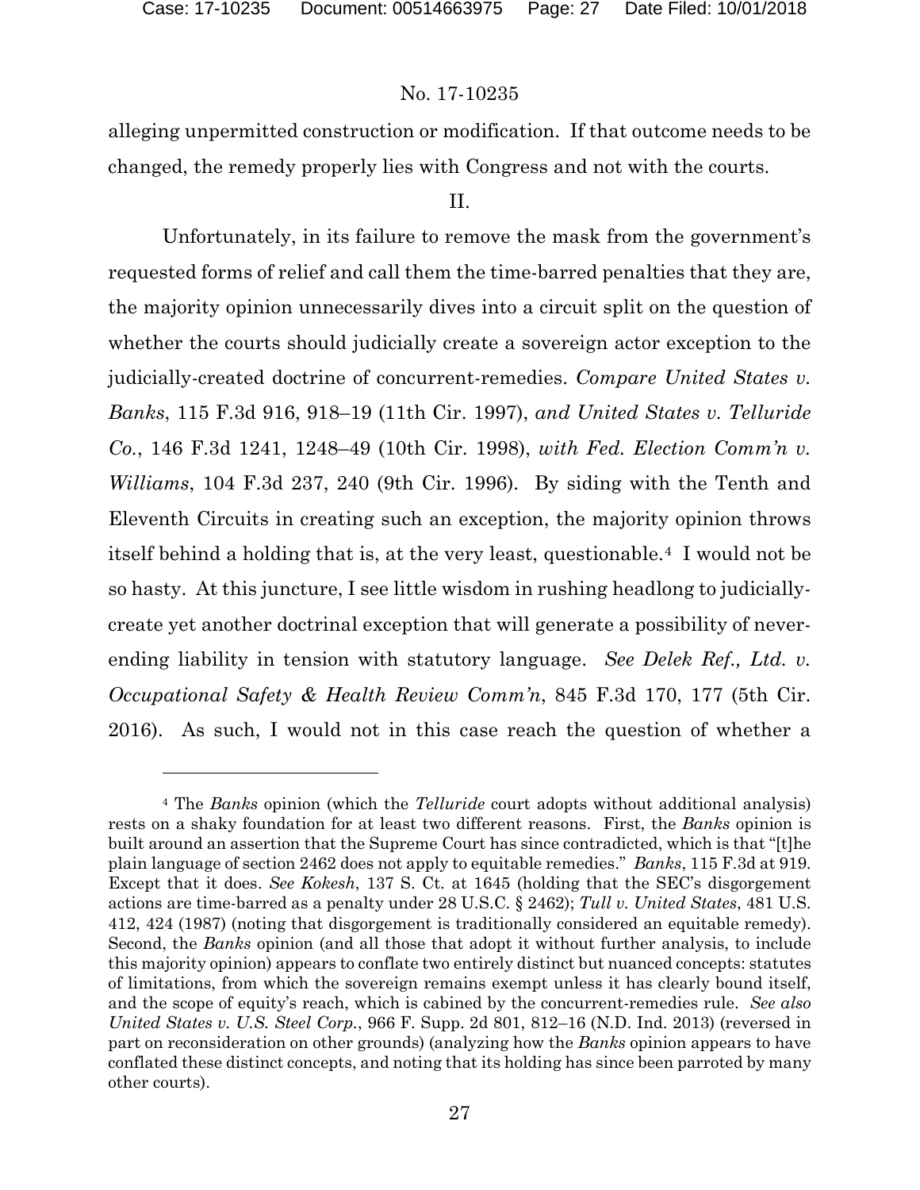alleging unpermitted construction or modification. If that outcome needs to be changed, the remedy properly lies with Congress and not with the courts.

II.

Unfortunately, in its failure to remove the mask from the government's requested forms of relief and call them the time-barred penalties that they are, the majority opinion unnecessarily dives into a circuit split on the question of whether the courts should judicially create a sovereign actor exception to the judicially-created doctrine of concurrent-remedies. *Compare United States v. Banks*, 115 F.3d 916, 918–19 (11th Cir. 1997), *and United States v. Telluride Co.*, 146 F.3d 1241, 1248–49 (10th Cir. 1998), *with Fed. Election Comm'n v. Williams*, 104 F.3d 237, 240 (9th Cir. 1996). By siding with the Tenth and Eleventh Circuits in creating such an exception, the majority opinion throws itself behind a holding that is, at the very least, questionable.[4] I would not be so hasty. At this juncture, I see little wisdom in rushing headlong to judicially-create yet another doctrinal exception that will generate a possibility of never-ending liability in tension with statutory language. *See Delek Ref., Ltd. v. Occupational Safety & Health Review Comm'n*, 845 F.3d 170, 177 (5th Cir. 2016). As such, I would not in this case reach the question of whether a

---

[4] The *Banks* opinion (which the *Telluride* court adopts without additional analysis) rests on a shaky foundation for at least two different reasons. First, the *Banks* opinion is built around an assertion that the Supreme Court has since contradicted, which is that "[t]he plain language of section 2462 does not apply to equitable remedies." *Banks*, 115 F.3d at 919. Except that it does. *See Kokesh*, 137 S. Ct. at 1645 (holding that the SEC's disgorgement actions are time-barred as a penalty under 28 U.S.C. § 2462); *Tull v. United States*, 481 U.S. 412, 424 (1987) (noting that disgorgement is traditionally considered an equitable remedy). Second, the *Banks* opinion (and all those that adopt it without further analysis, to include this majority opinion) appears to conflate two entirely distinct but nuanced concepts: statutes of limitations, from which the sovereign remains exempt unless it has clearly bound itself, and the scope of equity's reach, which is cabined by the concurrent-remedies rule. *See also United States v. U.S. Steel Corp.*, 966 F. Supp. 2d 801, 812–16 (N.D. Ind. 2013) (reversed in part on reconsideration on other grounds) (analyzing how the *Banks* opinion appears to have conflated these distinct concepts, and noting that its holding has since been parroted by many other courts).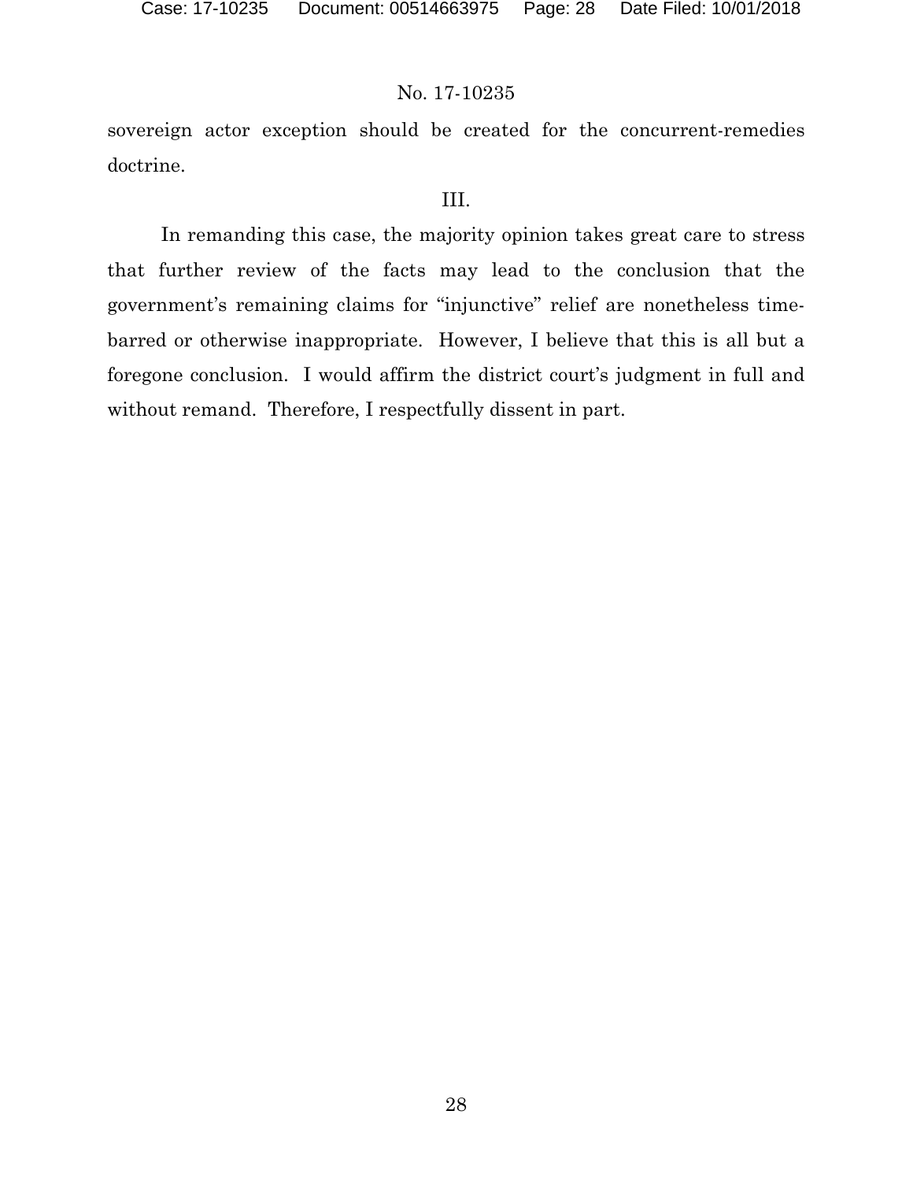sovereign actor exception should be created for the concurrent-remedies doctrine.

III.

In remanding this case, the majority opinion takes great care to stress that further review of the facts may lead to the conclusion that the government's remaining claims for "injunctive" relief are nonetheless time-barred or otherwise inappropriate. However, I believe that this is all but a foregone conclusion. I would affirm the district court's judgment in full and without remand. Therefore, I respectfully dissent in part.